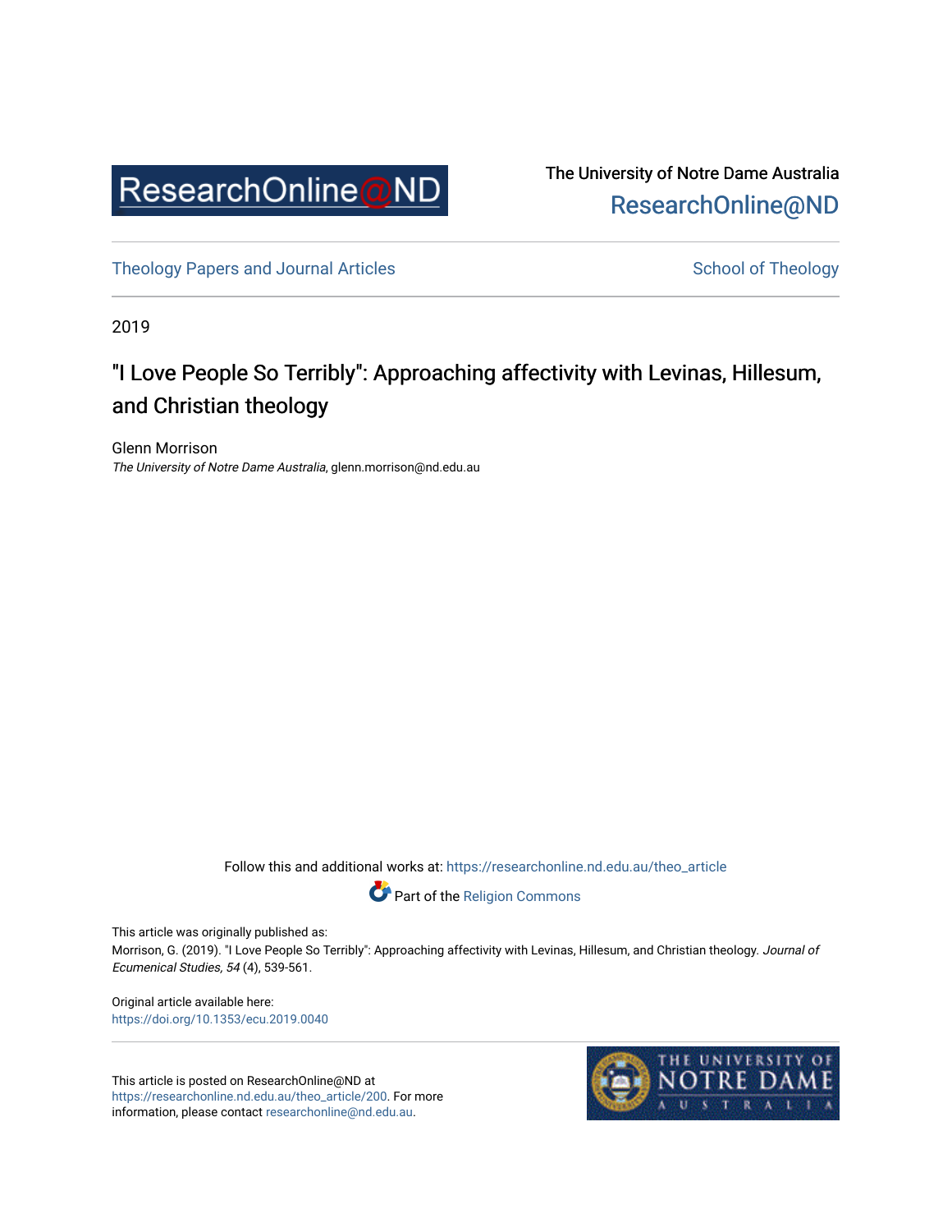ResearchOnline@ND

The University of Notre Dame Australia
ResearchOnline@ND

Theology Papers and Journal Articles | School of Theology

2019

# "I Love People So Terribly": Approaching affectivity with Levinas, Hillesum, and Christian theology

Glenn Morrison
*The University of Notre Dame Australia*, glenn.morrison@nd.edu.au

Follow this and additional works at: https://researchonline.nd.edu.au/theo_article

Part of the Religion Commons

This article was originally published as:
Morrison, G. (2019). "I Love People So Terribly": Approaching affectivity with Levinas, Hillesum, and Christian theology. *Journal of Ecumenical Studies, 54* (4), 539-561.

Original article available here:
https://doi.org/10.1353/ecu.2019.0040

This article is posted on ResearchOnline@ND at https://researchonline.nd.edu.au/theo_article/200. For more information, please contact researchonline@nd.edu.au.

THE UNIVERSITY OF NOTRE DAME AUSTRALIA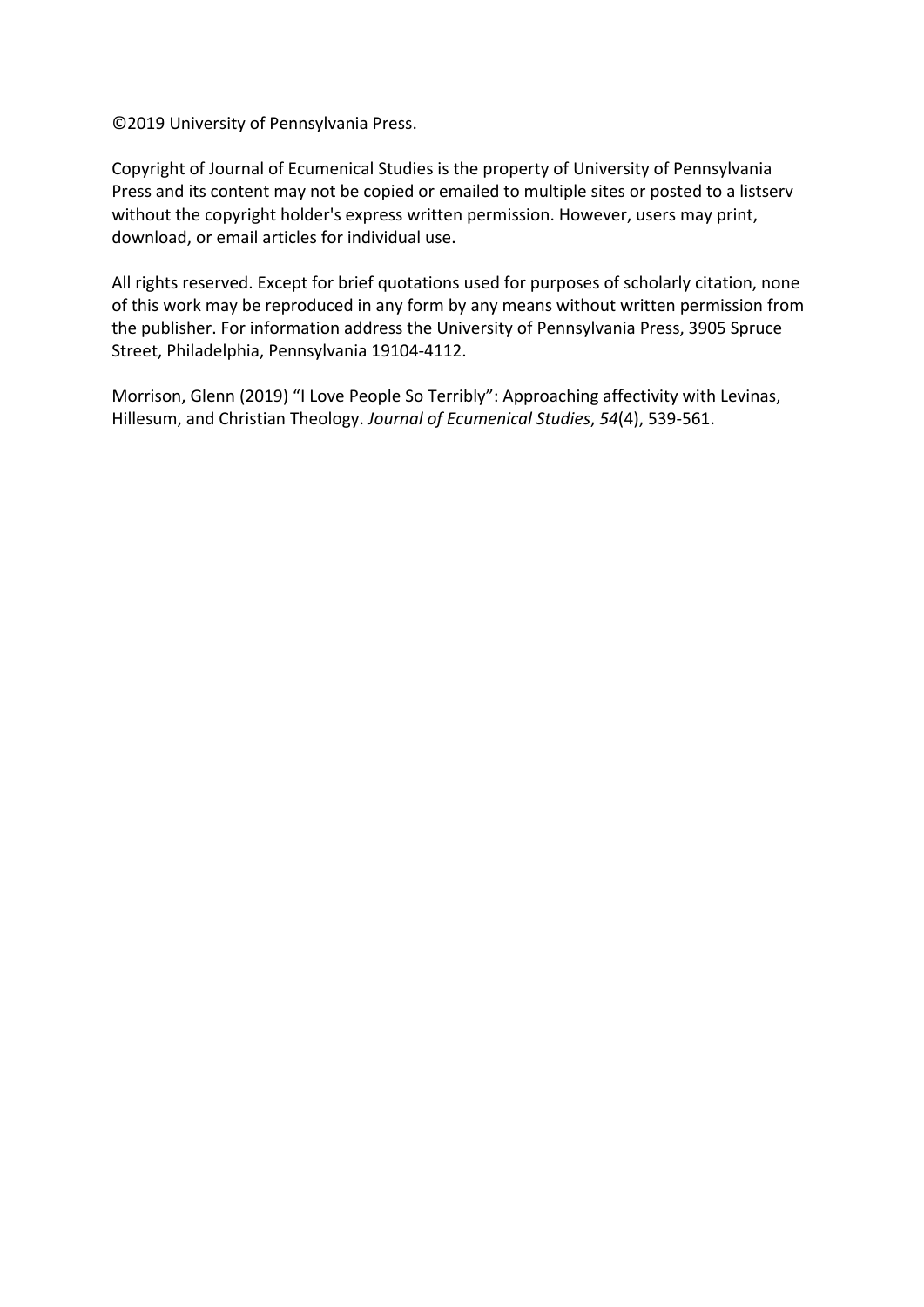©2019 University of Pennsylvania Press.

Copyright of Journal of Ecumenical Studies is the property of University of Pennsylvania Press and its content may not be copied or emailed to multiple sites or posted to a listserv without the copyright holder's express written permission. However, users may print, download, or email articles for individual use.

All rights reserved. Except for brief quotations used for purposes of scholarly citation, none of this work may be reproduced in any form by any means without written permission from the publisher. For information address the University of Pennsylvania Press, 3905 Spruce Street, Philadelphia, Pennsylvania 19104-4112.

Morrison, Glenn (2019) "I Love People So Terribly": Approaching affectivity with Levinas, Hillesum, and Christian Theology. *Journal of Ecumenical Studies*, *54*(4), 539-561.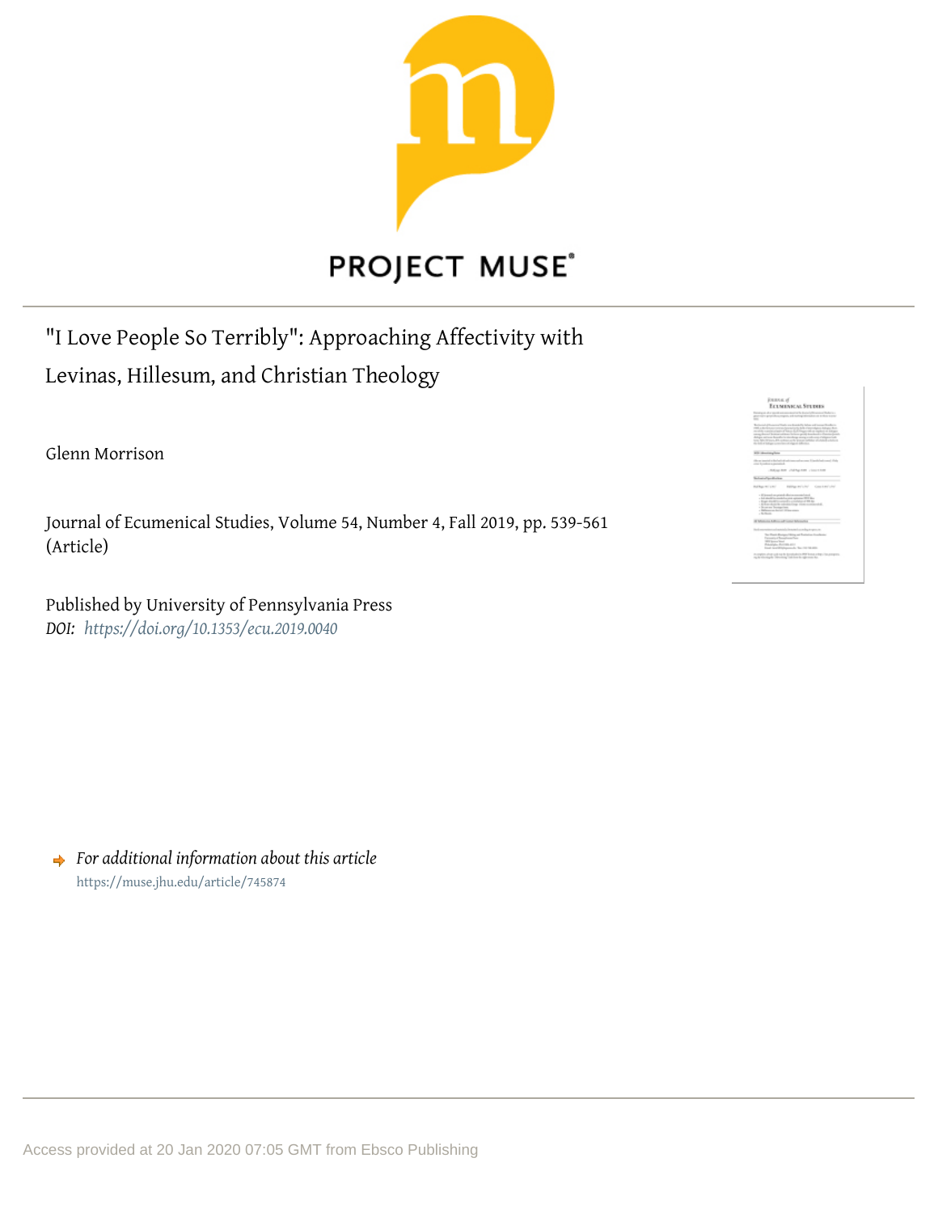# "I Love People So Terribly": Approaching Affectivity with Levinas, Hillesum, and Christian Theology

Glenn Morrison

Journal of Ecumenical Studies, Volume 54, Number 4, Fall 2019, pp. 539-561 (Article)

Published by University of Pennsylvania Press

*DOI: https://doi.org/10.1353/ecu.2019.0040*

➡ *For additional information about this article*

https://muse.jhu.edu/article/745874

Access provided at 20 Jan 2020 07:05 GMT from Ebsco Publishing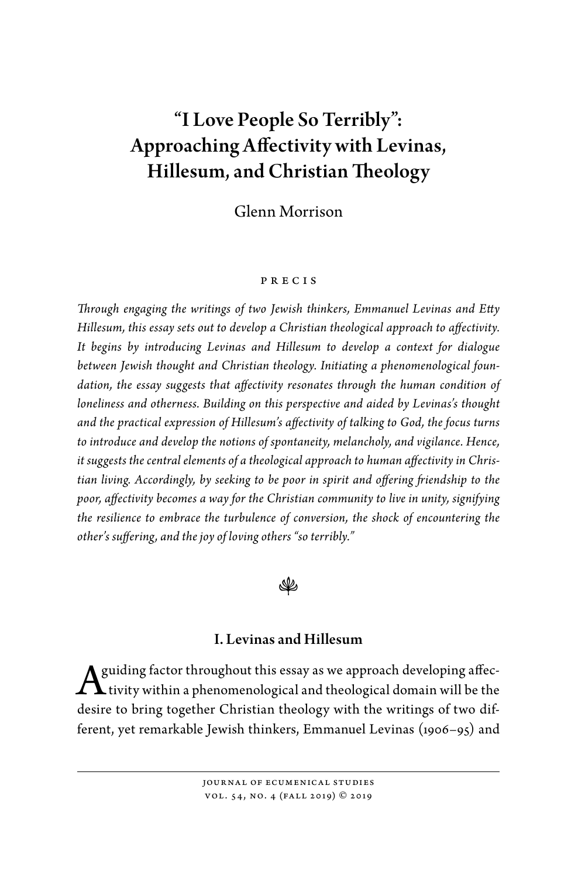# "I Love People So Terribly": Approaching Affectivity with Levinas, Hillesum, and Christian Theology

Glenn Morrison

PRECIS

*Through engaging the writings of two Jewish thinkers, Emmanuel Levinas and Etty Hillesum, this essay sets out to develop a Christian theological approach to affectivity. It begins by introducing Levinas and Hillesum to develop a context for dialogue between Jewish thought and Christian theology. Initiating a phenomenological foundation, the essay suggests that affectivity resonates through the human condition of loneliness and otherness. Building on this perspective and aided by Levinas's thought and the practical expression of Hillesum's affectivity of talking to God, the focus turns to introduce and develop the notions of spontaneity, melancholy, and vigilance. Hence, it suggests the central elements of a theological approach to human affectivity in Christian living. Accordingly, by seeking to be poor in spirit and offering friendship to the poor, affectivity becomes a way for the Christian community to live in unity, signifying the resilience to embrace the turbulence of conversion, the shock of encountering the other's suffering, and the joy of loving others "so terribly."*

## I. Levinas and Hillesum

A guiding factor throughout this essay as we approach developing affectivity within a phenomenological and theological domain will be the desire to bring together Christian theology with the writings of two different, yet remarkable Jewish thinkers, Emmanuel Levinas (1906–95) and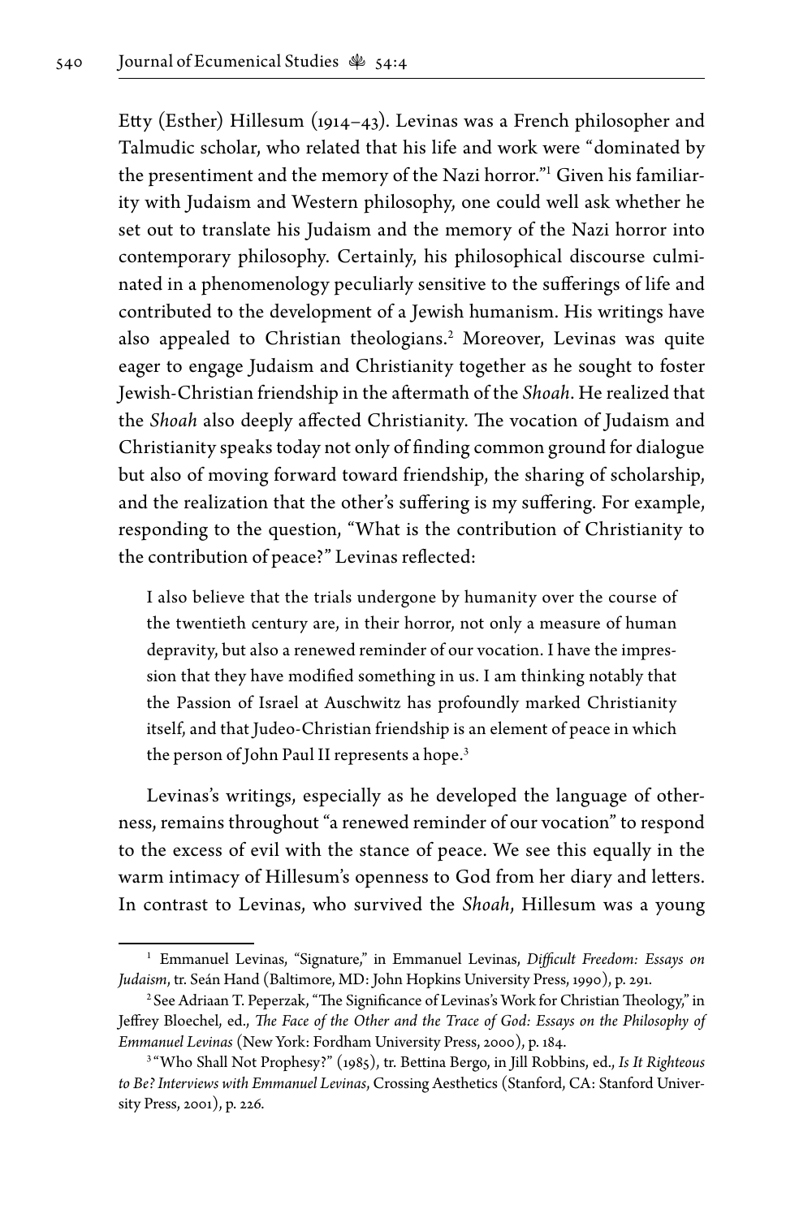Etty (Esther) Hillesum (1914–43). Levinas was a French philosopher and Talmudic scholar, who related that his life and work were "dominated by the presentiment and the memory of the Nazi horror."[1] Given his familiarity with Judaism and Western philosophy, one could well ask whether he set out to translate his Judaism and the memory of the Nazi horror into contemporary philosophy. Certainly, his philosophical discourse culminated in a phenomenology peculiarly sensitive to the sufferings of life and contributed to the development of a Jewish humanism. His writings have also appealed to Christian theologians.[2] Moreover, Levinas was quite eager to engage Judaism and Christianity together as he sought to foster Jewish-Christian friendship in the aftermath of the *Shoah*. He realized that the *Shoah* also deeply affected Christianity. The vocation of Judaism and Christianity speaks today not only of finding common ground for dialogue but also of moving forward toward friendship, the sharing of scholarship, and the realization that the other's suffering is my suffering. For example, responding to the question, "What is the contribution of Christianity to the contribution of peace?" Levinas reflected:

> I also believe that the trials undergone by humanity over the course of the twentieth century are, in their horror, not only a measure of human depravity, but also a renewed reminder of our vocation. I have the impression that they have modified something in us. I am thinking notably that the Passion of Israel at Auschwitz has profoundly marked Christianity itself, and that Judeo-Christian friendship is an element of peace in which the person of John Paul II represents a hope.[3]

Levinas's writings, especially as he developed the language of otherness, remains throughout "a renewed reminder of our vocation" to respond to the excess of evil with the stance of peace. We see this equally in the warm intimacy of Hillesum's openness to God from her diary and letters. In contrast to Levinas, who survived the *Shoah*, Hillesum was a young

---

[1] Emmanuel Levinas, "Signature," in Emmanuel Levinas, *Difficult Freedom: Essays on Judaism*, tr. Seán Hand (Baltimore, MD: John Hopkins University Press, 1990), p. 291.

[2] See Adriaan T. Peperzak, "The Significance of Levinas's Work for Christian Theology," in Jeffrey Bloechel, ed., *The Face of the Other and the Trace of God: Essays on the Philosophy of Emmanuel Levinas* (New York: Fordham University Press, 2000), p. 184.

[3] "Who Shall Not Prophesy?" (1985), tr. Bettina Bergo, in Jill Robbins, ed., *Is It Righteous to Be? Interviews with Emmanuel Levinas*, Crossing Aesthetics (Stanford, CA: Stanford University Press, 2001), p. 226.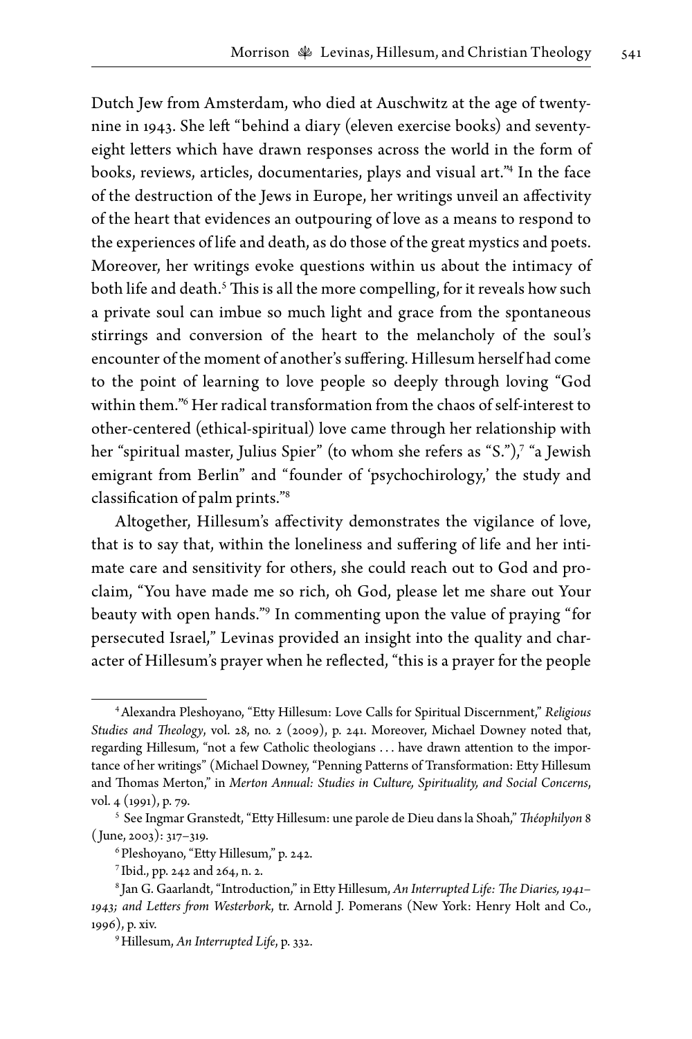Dutch Jew from Amsterdam, who died at Auschwitz at the age of twenty-nine in 1943. She left "behind a diary (eleven exercise books) and seventy-eight letters which have drawn responses across the world in the form of books, reviews, articles, documentaries, plays and visual art."[4] In the face of the destruction of the Jews in Europe, her writings unveil an affectivity of the heart that evidences an outpouring of love as a means to respond to the experiences of life and death, as do those of the great mystics and poets. Moreover, her writings evoke questions within us about the intimacy of both life and death.[5] This is all the more compelling, for it reveals how such a private soul can imbue so much light and grace from the spontaneous stirrings and conversion of the heart to the melancholy of the soul's encounter of the moment of another's suffering. Hillesum herself had come to the point of learning to love people so deeply through loving "God within them."[6] Her radical transformation from the chaos of self-interest to other-centered (ethical-spiritual) love came through her relationship with her "spiritual master, Julius Spier" (to whom she refers as "S."),[7] "a Jewish emigrant from Berlin" and "founder of 'psychochirology,' the study and classification of palm prints."[8]

Altogether, Hillesum's affectivity demonstrates the vigilance of love, that is to say that, within the loneliness and suffering of life and her intimate care and sensitivity for others, she could reach out to God and proclaim, "You have made me so rich, oh God, please let me share out Your beauty with open hands."[9] In commenting upon the value of praying "for persecuted Israel," Levinas provided an insight into the quality and character of Hillesum's prayer when he reflected, "this is a prayer for the people

---

[4] Alexandra Pleshoyano, "Etty Hillesum: Love Calls for Spiritual Discernment," *Religious Studies and Theology*, vol. 28, no. 2 (2009), p. 241. Moreover, Michael Downey noted that, regarding Hillesum, "not a few Catholic theologians . . . have drawn attention to the importance of her writings" (Michael Downey, "Penning Patterns of Transformation: Etty Hillesum and Thomas Merton," in *Merton Annual: Studies in Culture, Spirituality, and Social Concerns*, vol. 4 (1991), p. 79.

[5] See Ingmar Granstedt, "Etty Hillesum: une parole de Dieu dans la Shoah," *Théophilyon* 8 (June, 2003): 317–319.

[6] Pleshoyano, "Etty Hillesum," p. 242.

[7] Ibid., pp. 242 and 264, n. 2.

[8] Jan G. Gaarlandt, "Introduction," in Etty Hillesum, *An Interrupted Life: The Diaries, 1941–1943; and Letters from Westerbork*, tr. Arnold J. Pomerans (New York: Henry Holt and Co., 1996), p. xiv.

[9] Hillesum, *An Interrupted Life*, p. 332.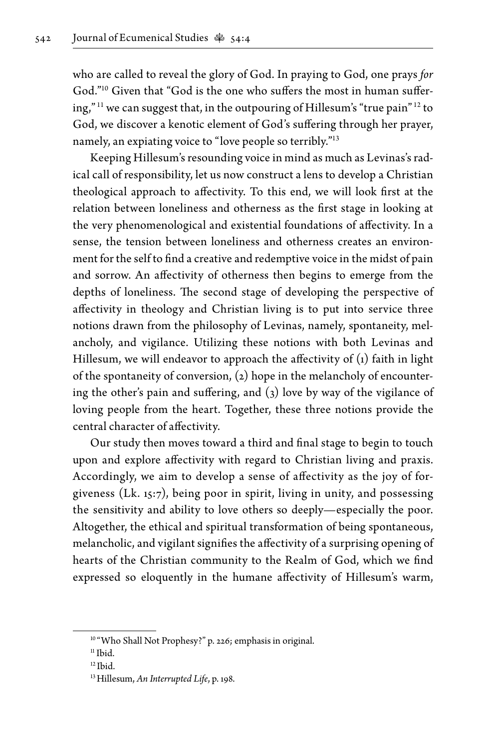who are called to reveal the glory of God. In praying to God, one prays *for* God."[10] Given that "God is the one who suffers the most in human suffering,"[11] we can suggest that, in the outpouring of Hillesum's "true pain"[12] to God, we discover a kenotic element of God's suffering through her prayer, namely, an expiating voice to "love people so terribly."[13]

Keeping Hillesum's resounding voice in mind as much as Levinas's radical call of responsibility, let us now construct a lens to develop a Christian theological approach to affectivity. To this end, we will look first at the relation between loneliness and otherness as the first stage in looking at the very phenomenological and existential foundations of affectivity. In a sense, the tension between loneliness and otherness creates an environment for the self to find a creative and redemptive voice in the midst of pain and sorrow. An affectivity of otherness then begins to emerge from the depths of loneliness. The second stage of developing the perspective of affectivity in theology and Christian living is to put into service three notions drawn from the philosophy of Levinas, namely, spontaneity, melancholy, and vigilance. Utilizing these notions with both Levinas and Hillesum, we will endeavor to approach the affectivity of (1) faith in light of the spontaneity of conversion, (2) hope in the melancholy of encountering the other's pain and suffering, and (3) love by way of the vigilance of loving people from the heart. Together, these three notions provide the central character of affectivity.

Our study then moves toward a third and final stage to begin to touch upon and explore affectivity with regard to Christian living and praxis. Accordingly, we aim to develop a sense of affectivity as the joy of forgiveness (Lk. 15:7), being poor in spirit, living in unity, and possessing the sensitivity and ability to love others so deeply—especially the poor. Altogether, the ethical and spiritual transformation of being spontaneous, melancholic, and vigilant signifies the affectivity of a surprising opening of hearts of the Christian community to the Realm of God, which we find expressed so eloquently in the humane affectivity of Hillesum's warm,

---

[10] "Who Shall Not Prophesy?" p. 226; emphasis in original.

[11] Ibid.

[12] Ibid.

[13] Hillesum, *An Interrupted Life*, p. 198.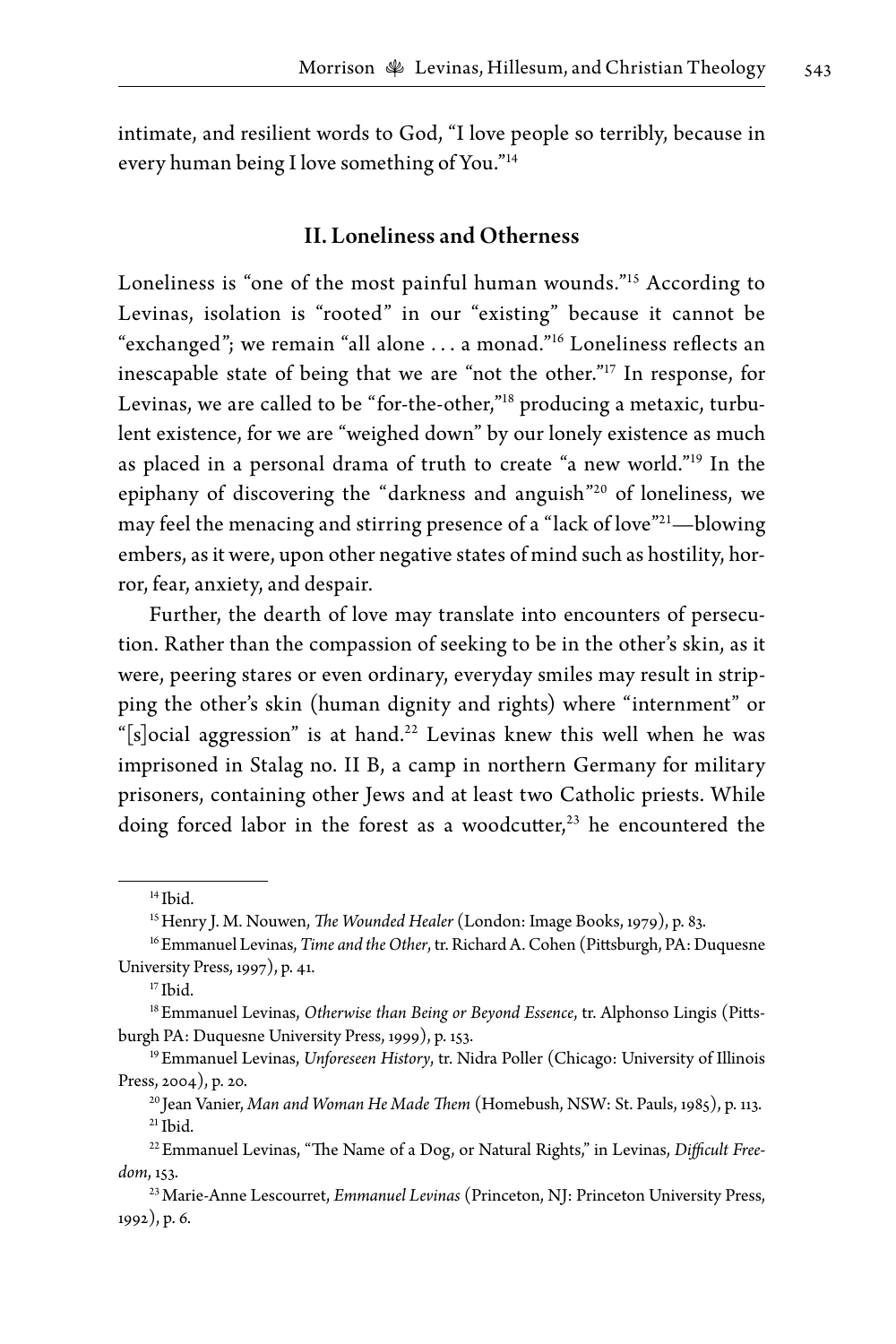intimate, and resilient words to God, "I love people so terribly, because in every human being I love something of You."[14]

## II. Loneliness and Otherness

Loneliness is "one of the most painful human wounds."[15] According to Levinas, isolation is "rooted" in our "existing" because it cannot be "exchanged"; we remain "all alone . . . a monad."[16] Loneliness reflects an inescapable state of being that we are "not the other."[17] In response, for Levinas, we are called to be "for-the-other,"[18] producing a metaxic, turbulent existence, for we are "weighed down" by our lonely existence as much as placed in a personal drama of truth to create "a new world."[19] In the epiphany of discovering the "darkness and anguish"[20] of loneliness, we may feel the menacing and stirring presence of a "lack of love"[21]—blowing embers, as it were, upon other negative states of mind such as hostility, horror, fear, anxiety, and despair.

Further, the dearth of love may translate into encounters of persecution. Rather than the compassion of seeking to be in the other's skin, as it were, peering stares or even ordinary, everyday smiles may result in stripping the other's skin (human dignity and rights) where "internment" or "[s]ocial aggression" is at hand.[22] Levinas knew this well when he was imprisoned in Stalag no. II B, a camp in northern Germany for military prisoners, containing other Jews and at least two Catholic priests. While doing forced labor in the forest as a woodcutter,[23] he encountered the

---

[14] Ibid.

[15] Henry J. M. Nouwen, *The Wounded Healer* (London: Image Books, 1979), p. 83.

[16] Emmanuel Levinas, *Time and the Other*, tr. Richard A. Cohen (Pittsburgh, PA: Duquesne University Press, 1997), p. 41.

[17] Ibid.

[18] Emmanuel Levinas, *Otherwise than Being or Beyond Essence*, tr. Alphonso Lingis (Pittsburgh PA: Duquesne University Press, 1999), p. 153.

[19] Emmanuel Levinas, *Unforeseen History*, tr. Nidra Poller (Chicago: University of Illinois Press, 2004), p. 20.

[20] Jean Vanier, *Man and Woman He Made Them* (Homebush, NSW: St. Pauls, 1985), p. 113.

[21] Ibid.

[22] Emmanuel Levinas, "The Name of a Dog, or Natural Rights," in Levinas, *Difficult Freedom*, 153.

[23] Marie-Anne Lescourret, *Emmanuel Levinas* (Princeton, NJ: Princeton University Press, 1992), p. 6.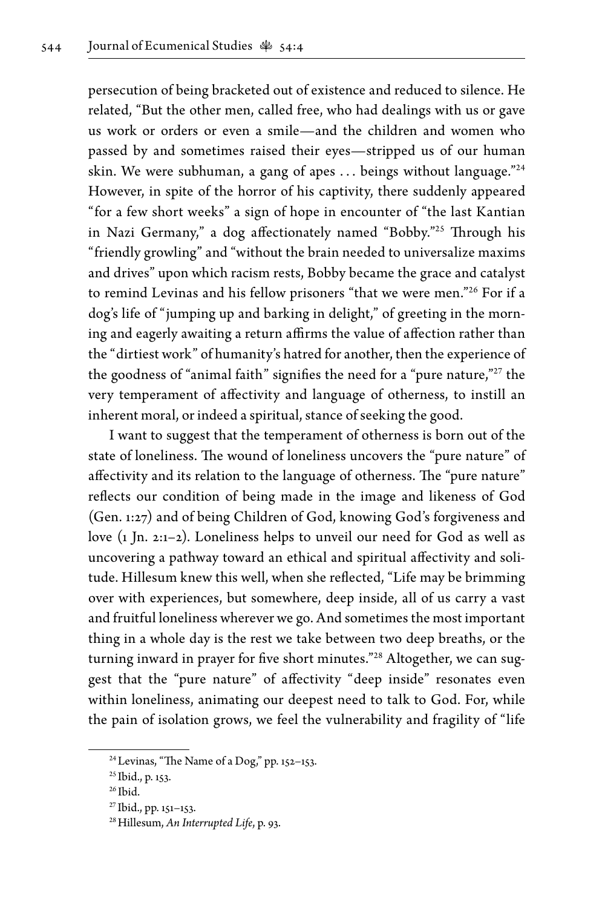persecution of being bracketed out of existence and reduced to silence. He related, "But the other men, called free, who had dealings with us or gave us work or orders or even a smile—and the children and women who passed by and sometimes raised their eyes—stripped us of our human skin. We were subhuman, a gang of apes . . . beings without language."[24] However, in spite of the horror of his captivity, there suddenly appeared "for a few short weeks" a sign of hope in encounter of "the last Kantian in Nazi Germany," a dog affectionately named "Bobby."[25] Through his "friendly growling" and "without the brain needed to universalize maxims and drives" upon which racism rests, Bobby became the grace and catalyst to remind Levinas and his fellow prisoners "that we were men."[26] For if a dog's life of "jumping up and barking in delight," of greeting in the morning and eagerly awaiting a return affirms the value of affection rather than the "dirtiest work" of humanity's hatred for another, then the experience of the goodness of "animal faith" signifies the need for a "pure nature,"[27] the very temperament of affectivity and language of otherness, to instill an inherent moral, or indeed a spiritual, stance of seeking the good.

I want to suggest that the temperament of otherness is born out of the state of loneliness. The wound of loneliness uncovers the "pure nature" of affectivity and its relation to the language of otherness. The "pure nature" reflects our condition of being made in the image and likeness of God (Gen. 1:27) and of being Children of God, knowing God's forgiveness and love (1 Jn. 2:1–2). Loneliness helps to unveil our need for God as well as uncovering a pathway toward an ethical and spiritual affectivity and solitude. Hillesum knew this well, when she reflected, "Life may be brimming over with experiences, but somewhere, deep inside, all of us carry a vast and fruitful loneliness wherever we go. And sometimes the most important thing in a whole day is the rest we take between two deep breaths, or the turning inward in prayer for five short minutes."[28] Altogether, we can suggest that the "pure nature" of affectivity "deep inside" resonates even within loneliness, animating our deepest need to talk to God. For, while the pain of isolation grows, we feel the vulnerability and fragility of "life

[24] Levinas, "The Name of a Dog," pp. 152–153.

[25] Ibid., p. 153.

[26] Ibid.

[27] Ibid., pp. 151–153.

[28] Hillesum, *An Interrupted Life*, p. 93.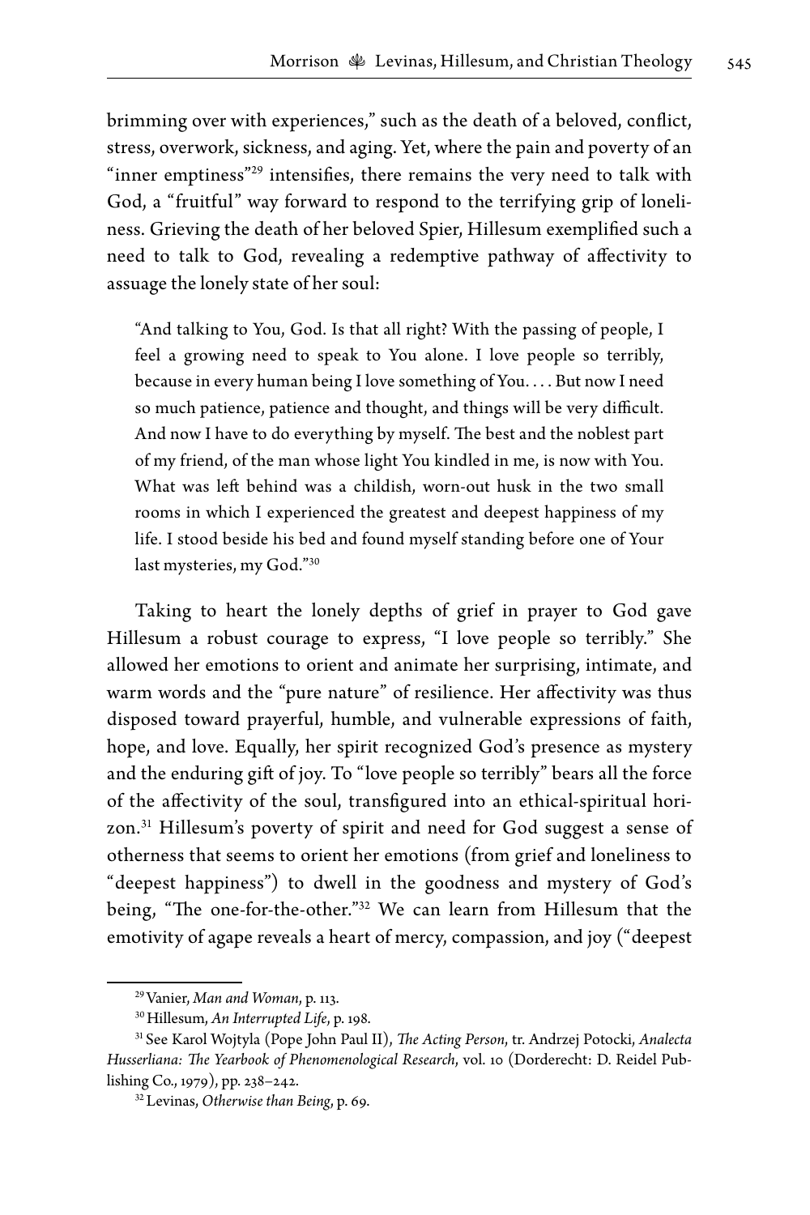brimming over with experiences," such as the death of a beloved, conflict, stress, overwork, sickness, and aging. Yet, where the pain and poverty of an "inner emptiness"[29] intensifies, there remains the very need to talk with God, a "fruitful" way forward to respond to the terrifying grip of loneliness. Grieving the death of her beloved Spier, Hillesum exemplified such a need to talk to God, revealing a redemptive pathway of affectivity to assuage the lonely state of her soul:

> "And talking to You, God. Is that all right? With the passing of people, I feel a growing need to speak to You alone. I love people so terribly, because in every human being I love something of You. . . . But now I need so much patience, patience and thought, and things will be very difficult. And now I have to do everything by myself. The best and the noblest part of my friend, of the man whose light You kindled in me, is now with You. What was left behind was a childish, worn-out husk in the two small rooms in which I experienced the greatest and deepest happiness of my life. I stood beside his bed and found myself standing before one of Your last mysteries, my God."[30]

Taking to heart the lonely depths of grief in prayer to God gave Hillesum a robust courage to express, "I love people so terribly." She allowed her emotions to orient and animate her surprising, intimate, and warm words and the "pure nature" of resilience. Her affectivity was thus disposed toward prayerful, humble, and vulnerable expressions of faith, hope, and love. Equally, her spirit recognized God's presence as mystery and the enduring gift of joy. To "love people so terribly" bears all the force of the affectivity of the soul, transfigured into an ethical-spiritual horizon.[31] Hillesum's poverty of spirit and need for God suggest a sense of otherness that seems to orient her emotions (from grief and loneliness to "deepest happiness") to dwell in the goodness and mystery of God's being, "The one-for-the-other."[32] We can learn from Hillesum that the emotivity of agape reveals a heart of mercy, compassion, and joy ("deepest

---

[29] Vanier, *Man and Woman*, p. 113.

[30] Hillesum, *An Interrupted Life*, p. 198.

[31] See Karol Wojtyla (Pope John Paul II), *The Acting Person*, tr. Andrzej Potocki, *Analecta Husserliana: The Yearbook of Phenomenological Research*, vol. 10 (Dorderecht: D. Reidel Publishing Co., 1979), pp. 238–242.

[32] Levinas, *Otherwise than Being*, p. 69.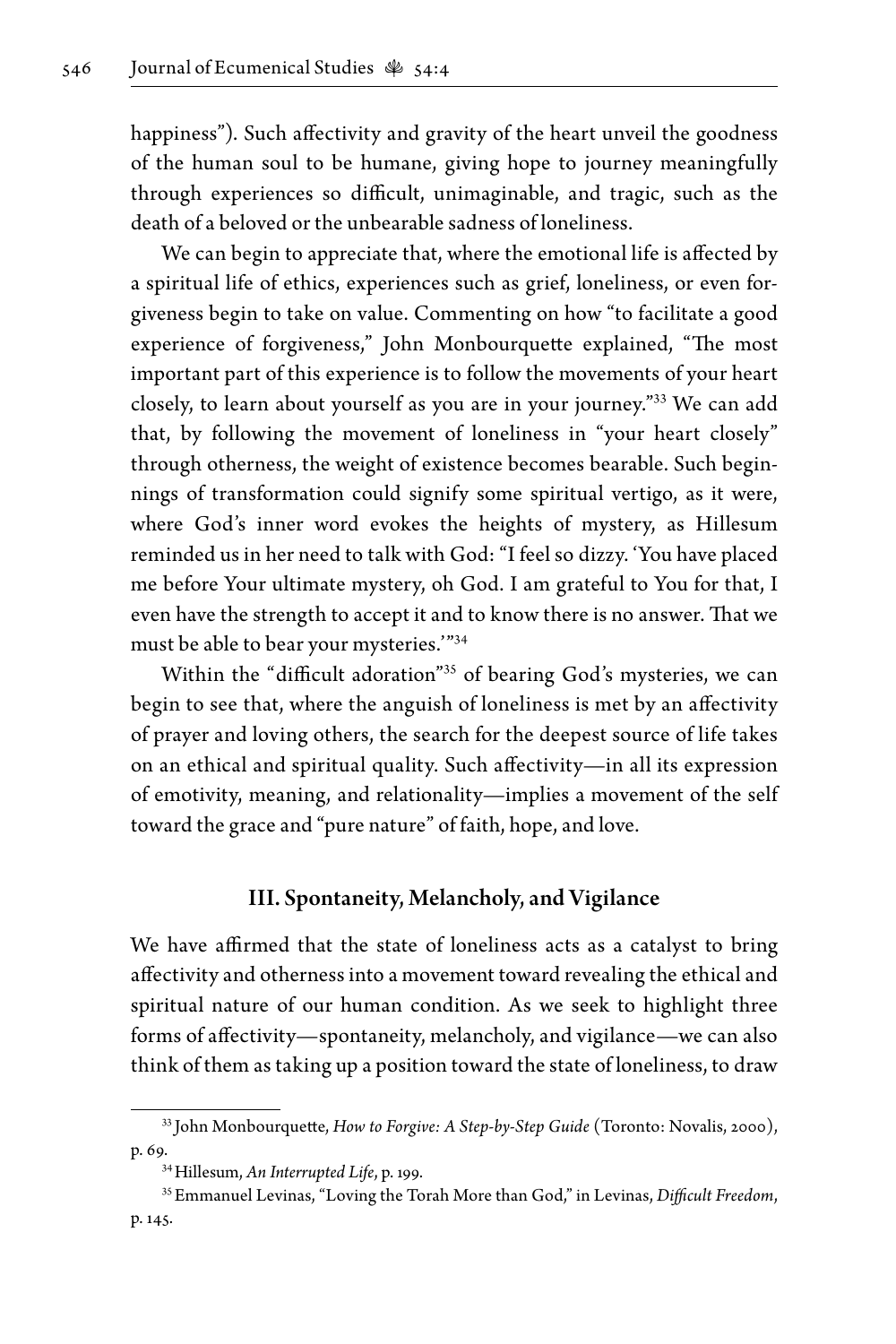happiness"). Such affectivity and gravity of the heart unveil the goodness of the human soul to be humane, giving hope to journey meaningfully through experiences so difficult, unimaginable, and tragic, such as the death of a beloved or the unbearable sadness of loneliness.

We can begin to appreciate that, where the emotional life is affected by a spiritual life of ethics, experiences such as grief, loneliness, or even forgiveness begin to take on value. Commenting on how "to facilitate a good experience of forgiveness," John Monbourquette explained, "The most important part of this experience is to follow the movements of your heart closely, to learn about yourself as you are in your journey."[33] We can add that, by following the movement of loneliness in "your heart closely" through otherness, the weight of existence becomes bearable. Such beginnings of transformation could signify some spiritual vertigo, as it were, where God's inner word evokes the heights of mystery, as Hillesum reminded us in her need to talk with God: "I feel so dizzy. 'You have placed me before Your ultimate mystery, oh God. I am grateful to You for that, I even have the strength to accept it and to know there is no answer. That we must be able to bear your mysteries.'"[34]

Within the "difficult adoration"[35] of bearing God's mysteries, we can begin to see that, where the anguish of loneliness is met by an affectivity of prayer and loving others, the search for the deepest source of life takes on an ethical and spiritual quality. Such affectivity—in all its expression of emotivity, meaning, and relationality—implies a movement of the self toward the grace and "pure nature" of faith, hope, and love.

## III. Spontaneity, Melancholy, and Vigilance

We have affirmed that the state of loneliness acts as a catalyst to bring affectivity and otherness into a movement toward revealing the ethical and spiritual nature of our human condition. As we seek to highlight three forms of affectivity—spontaneity, melancholy, and vigilance—we can also think of them as taking up a position toward the state of loneliness, to draw

---

[33] John Monbourquette, *How to Forgive: A Step-by-Step Guide* (Toronto: Novalis, 2000), p. 69.

[34] Hillesum, *An Interrupted Life*, p. 199.

[35] Emmanuel Levinas, "Loving the Torah More than God," in Levinas, *Difficult Freedom*, p. 145.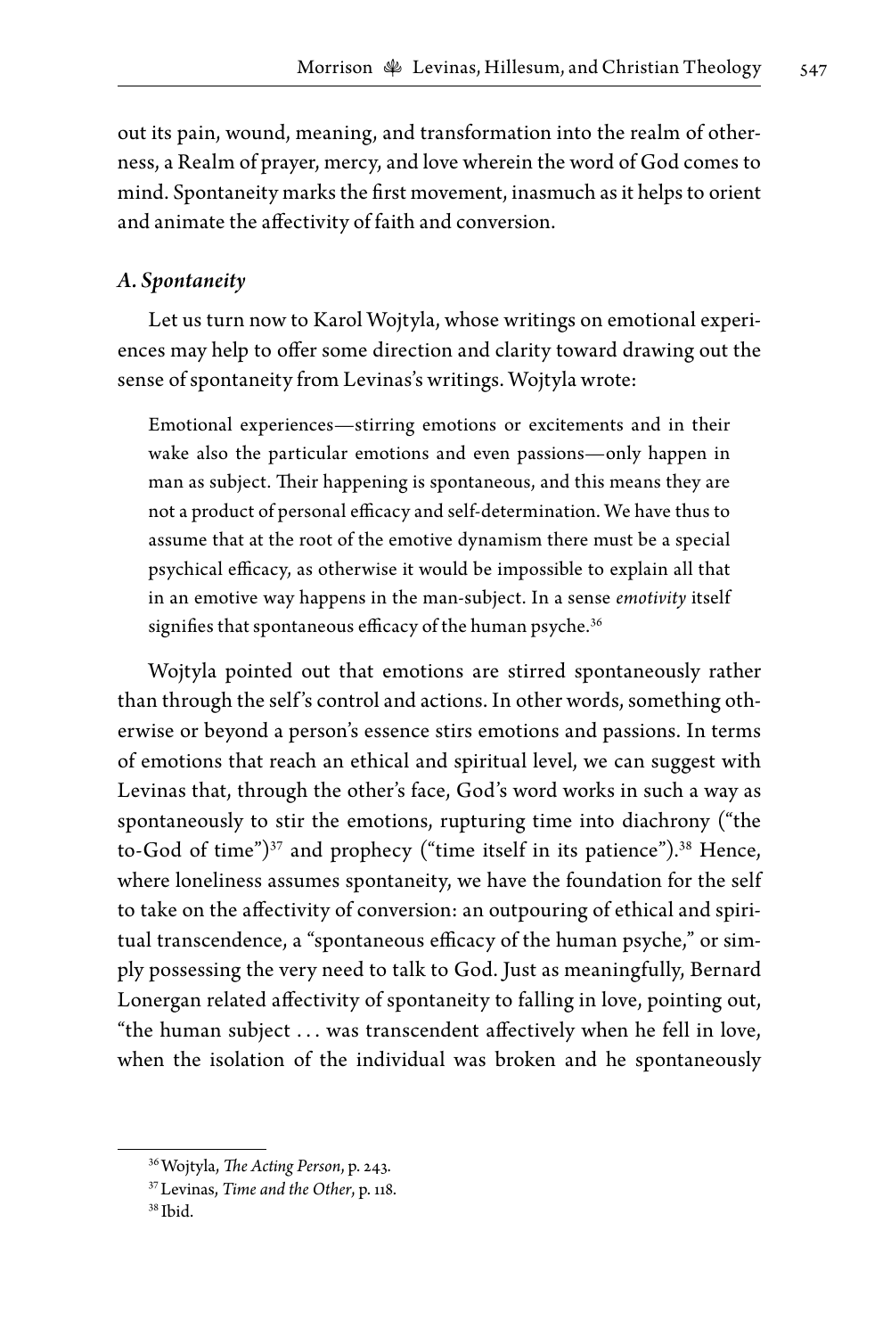out its pain, wound, meaning, and transformation into the realm of otherness, a Realm of prayer, mercy, and love wherein the word of God comes to mind. Spontaneity marks the first movement, inasmuch as it helps to orient and animate the affectivity of faith and conversion.

### *A. Spontaneity*

Let us turn now to Karol Wojtyla, whose writings on emotional experiences may help to offer some direction and clarity toward drawing out the sense of spontaneity from Levinas's writings. Wojtyla wrote:

> Emotional experiences—stirring emotions or excitements and in their wake also the particular emotions and even passions—only happen in man as subject. Their happening is spontaneous, and this means they are not a product of personal efficacy and self-determination. We have thus to assume that at the root of the emotive dynamism there must be a special psychical efficacy, as otherwise it would be impossible to explain all that in an emotive way happens in the man-subject. In a sense *emotivity* itself signifies that spontaneous efficacy of the human psyche.[36]

Wojtyla pointed out that emotions are stirred spontaneously rather than through the self's control and actions. In other words, something otherwise or beyond a person's essence stirs emotions and passions. In terms of emotions that reach an ethical and spiritual level, we can suggest with Levinas that, through the other's face, God's word works in such a way as spontaneously to stir the emotions, rupturing time into diachrony ("the to-God of time")[37] and prophecy ("time itself in its patience").[38] Hence, where loneliness assumes spontaneity, we have the foundation for the self to take on the affectivity of conversion: an outpouring of ethical and spiritual transcendence, a "spontaneous efficacy of the human psyche," or simply possessing the very need to talk to God. Just as meaningfully, Bernard Lonergan related affectivity of spontaneity to falling in love, pointing out, "the human subject . . . was transcendent affectively when he fell in love, when the isolation of the individual was broken and he spontaneously

---

[36] Wojtyla, *The Acting Person*, p. 243.

[37] Levinas, *Time and the Other*, p. 118.

[38] Ibid.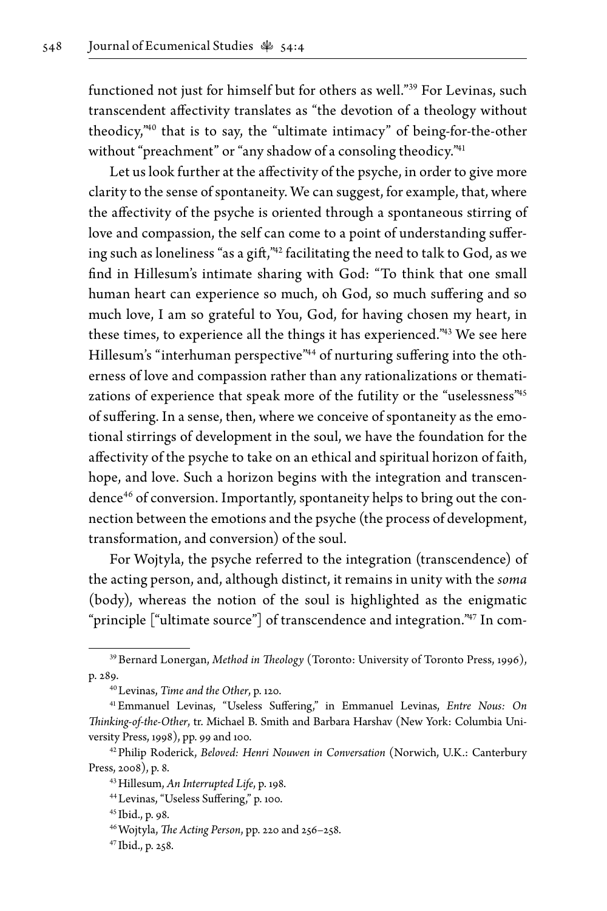functioned not just for himself but for others as well."[39] For Levinas, such transcendent affectivity translates as "the devotion of a theology without theodicy,"[40] that is to say, the "ultimate intimacy" of being-for-the-other without "preachment" or "any shadow of a consoling theodicy."[41]

Let us look further at the affectivity of the psyche, in order to give more clarity to the sense of spontaneity. We can suggest, for example, that, where the affectivity of the psyche is oriented through a spontaneous stirring of love and compassion, the self can come to a point of understanding suffering such as loneliness "as a gift,"[42] facilitating the need to talk to God, as we find in Hillesum's intimate sharing with God: "To think that one small human heart can experience so much, oh God, so much suffering and so much love, I am so grateful to You, God, for having chosen my heart, in these times, to experience all the things it has experienced."[43] We see here Hillesum's "interhuman perspective"[44] of nurturing suffering into the otherness of love and compassion rather than any rationalizations or thematizations of experience that speak more of the futility or the "uselessness"[45] of suffering. In a sense, then, where we conceive of spontaneity as the emotional stirrings of development in the soul, we have the foundation for the affectivity of the psyche to take on an ethical and spiritual horizon of faith, hope, and love. Such a horizon begins with the integration and transcendence[46] of conversion. Importantly, spontaneity helps to bring out the connection between the emotions and the psyche (the process of development, transformation, and conversion) of the soul.

For Wojtyla, the psyche referred to the integration (transcendence) of the acting person, and, although distinct, it remains in unity with the *soma* (body), whereas the notion of the soul is highlighted as the enigmatic "principle ["ultimate source"] of transcendence and integration."[47] In com-

---

[39] Bernard Lonergan, *Method in Theology* (Toronto: University of Toronto Press, 1996), p. 289.

[40] Levinas, *Time and the Other*, p. 120.

[41] Emmanuel Levinas, "Useless Suffering," in Emmanuel Levinas, *Entre Nous: On Thinking-of-the-Other*, tr. Michael B. Smith and Barbara Harshav (New York: Columbia University Press, 1998), pp. 99 and 100.

[42] Philip Roderick, *Beloved: Henri Nouwen in Conversation* (Norwich, U.K.: Canterbury Press, 2008), p. 8.

[43] Hillesum, *An Interrupted Life*, p. 198.

[44] Levinas, "Useless Suffering," p. 100.

[45] Ibid., p. 98.

[46] Wojtyla, *The Acting Person*, pp. 220 and 256–258.

[47] Ibid., p. 258.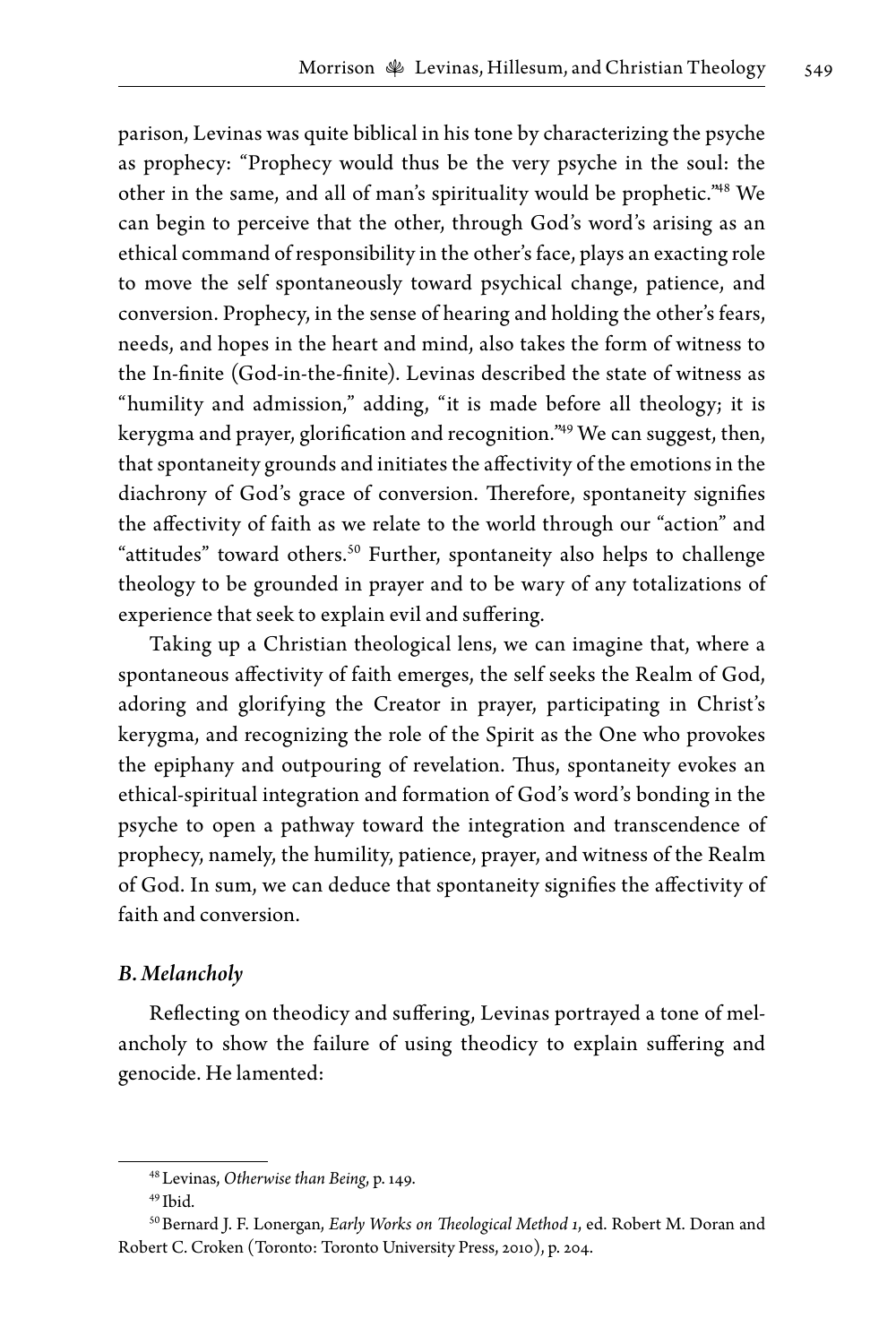parison, Levinas was quite biblical in his tone by characterizing the psyche as prophecy: "Prophecy would thus be the very psyche in the soul: the other in the same, and all of man's spirituality would be prophetic."[48] We can begin to perceive that the other, through God's word's arising as an ethical command of responsibility in the other's face, plays an exacting role to move the self spontaneously toward psychical change, patience, and conversion. Prophecy, in the sense of hearing and holding the other's fears, needs, and hopes in the heart and mind, also takes the form of witness to the In-finite (God-in-the-finite). Levinas described the state of witness as "humility and admission," adding, "it is made before all theology; it is kerygma and prayer, glorification and recognition."[49] We can suggest, then, that spontaneity grounds and initiates the affectivity of the emotions in the diachrony of God's grace of conversion. Therefore, spontaneity signifies the affectivity of faith as we relate to the world through our "action" and "attitudes" toward others.[50] Further, spontaneity also helps to challenge theology to be grounded in prayer and to be wary of any totalizations of experience that seek to explain evil and suffering.

Taking up a Christian theological lens, we can imagine that, where a spontaneous affectivity of faith emerges, the self seeks the Realm of God, adoring and glorifying the Creator in prayer, participating in Christ's kerygma, and recognizing the role of the Spirit as the One who provokes the epiphany and outpouring of revelation. Thus, spontaneity evokes an ethical-spiritual integration and formation of God's word's bonding in the psyche to open a pathway toward the integration and transcendence of prophecy, namely, the humility, patience, prayer, and witness of the Realm of God. In sum, we can deduce that spontaneity signifies the affectivity of faith and conversion.

### *B. Melancholy*

Reflecting on theodicy and suffering, Levinas portrayed a tone of melancholy to show the failure of using theodicy to explain suffering and genocide. He lamented:

---

[48] Levinas, *Otherwise than Being*, p. 149.

[49] Ibid.

[50] Bernard J. F. Lonergan, *Early Works on Theological Method 1*, ed. Robert M. Doran and Robert C. Croken (Toronto: Toronto University Press, 2010), p. 204.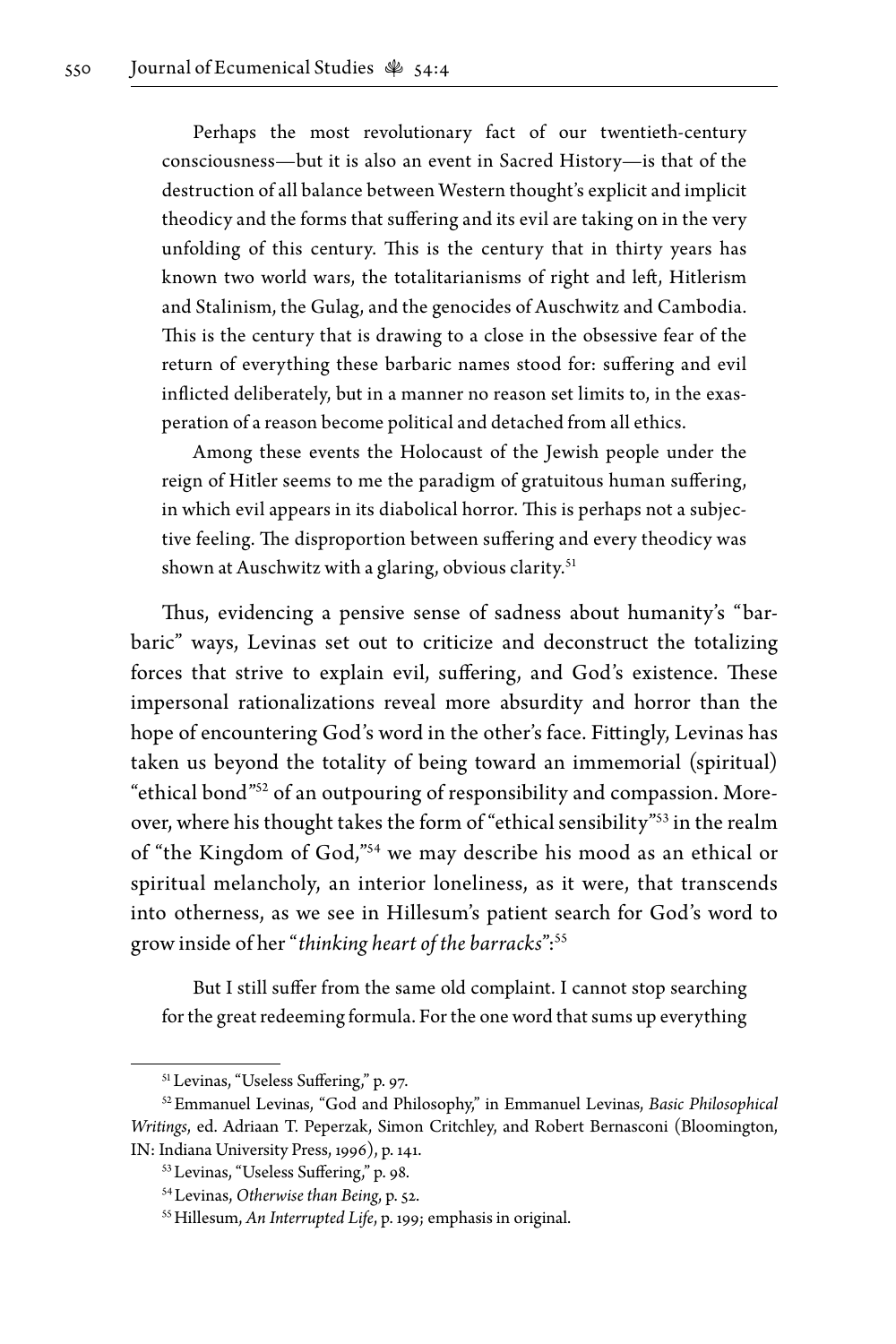> Perhaps the most revolutionary fact of our twentieth-century consciousness—but it is also an event in Sacred History—is that of the destruction of all balance between Western thought's explicit and implicit theodicy and the forms that suffering and its evil are taking on in the very unfolding of this century. This is the century that in thirty years has known two world wars, the totalitarianisms of right and left, Hitlerism and Stalinism, the Gulag, and the genocides of Auschwitz and Cambodia. This is the century that is drawing to a close in the obsessive fear of the return of everything these barbaric names stood for: suffering and evil inflicted deliberately, but in a manner no reason set limits to, in the exasperation of a reason become political and detached from all ethics.
>
> Among these events the Holocaust of the Jewish people under the reign of Hitler seems to me the paradigm of gratuitous human suffering, in which evil appears in its diabolical horror. This is perhaps not a subjective feeling. The disproportion between suffering and every theodicy was shown at Auschwitz with a glaring, obvious clarity.[51]

Thus, evidencing a pensive sense of sadness about humanity's "barbaric" ways, Levinas set out to criticize and deconstruct the totalizing forces that strive to explain evil, suffering, and God's existence. These impersonal rationalizations reveal more absurdity and horror than the hope of encountering God's word in the other's face. Fittingly, Levinas has taken us beyond the totality of being toward an immemorial (spiritual) "ethical bond"[52] of an outpouring of responsibility and compassion. Moreover, where his thought takes the form of "ethical sensibility"[53] in the realm of "the Kingdom of God,"[54] we may describe his mood as an ethical or spiritual melancholy, an interior loneliness, as it were, that transcends into otherness, as we see in Hillesum's patient search for God's word to grow inside of her "*thinking heart of the barracks*":[55]

> But I still suffer from the same old complaint. I cannot stop searching for the great redeeming formula. For the one word that sums up everything

---

[51] Levinas, "Useless Suffering," p. 97.

[52] Emmanuel Levinas, "God and Philosophy," in Emmanuel Levinas, *Basic Philosophical Writings*, ed. Adriaan T. Peperzak, Simon Critchley, and Robert Bernasconi (Bloomington, IN: Indiana University Press, 1996), p. 141.

[53] Levinas, "Useless Suffering," p. 98.

[54] Levinas, *Otherwise than Being*, p. 52.

[55] Hillesum, *An Interrupted Life*, p. 199; emphasis in original.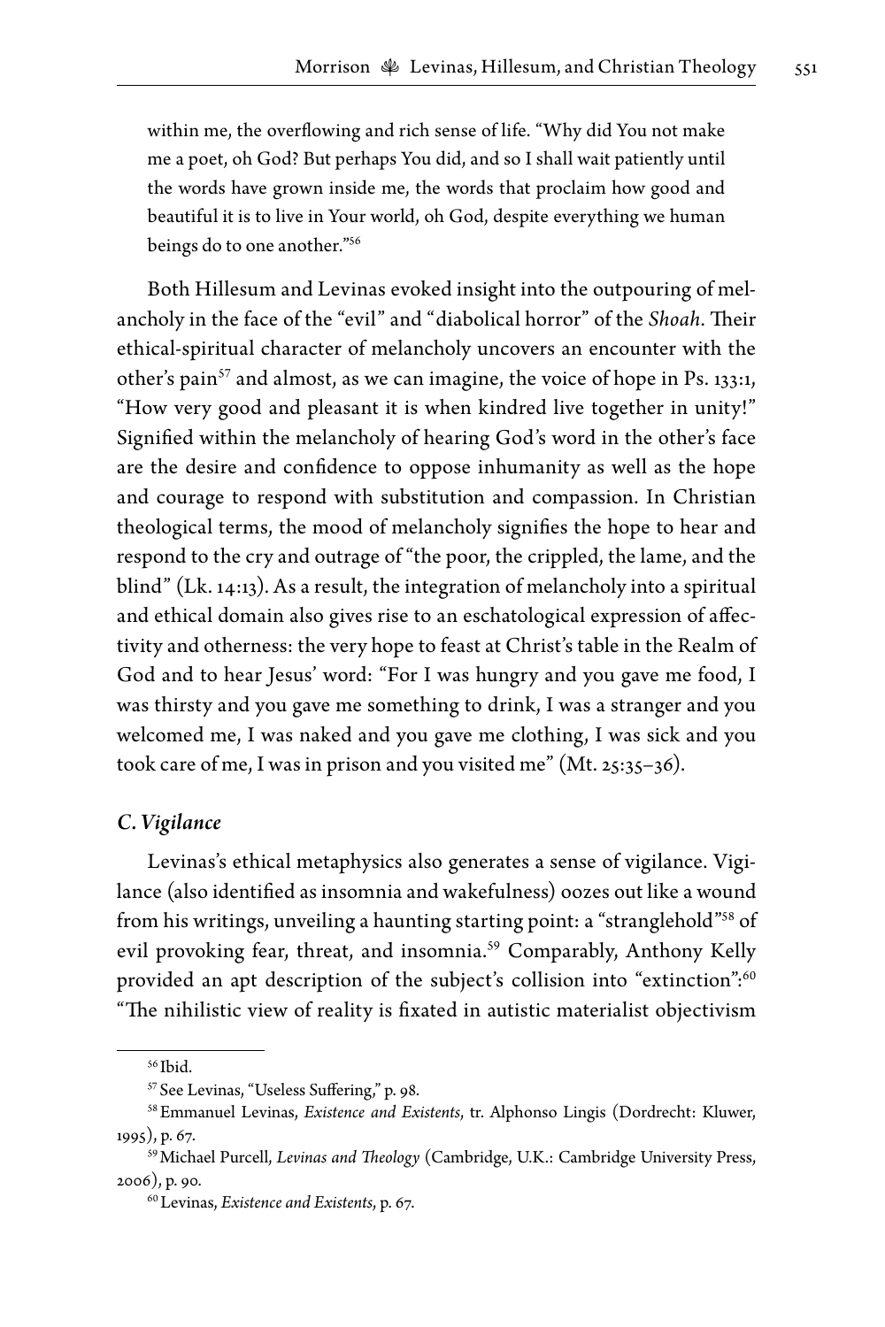within me, the overflowing and rich sense of life. "Why did You not make me a poet, oh God? But perhaps You did, and so I shall wait patiently until the words have grown inside me, the words that proclaim how good and beautiful it is to live in Your world, oh God, despite everything we human beings do to one another."[56]

Both Hillesum and Levinas evoked insight into the outpouring of melancholy in the face of the "evil" and "diabolical horror" of the *Shoah*. Their ethical-spiritual character of melancholy uncovers an encounter with the other's pain[57] and almost, as we can imagine, the voice of hope in Ps. 133:1, "How very good and pleasant it is when kindred live together in unity!" Signified within the melancholy of hearing God's word in the other's face are the desire and confidence to oppose inhumanity as well as the hope and courage to respond with substitution and compassion. In Christian theological terms, the mood of melancholy signifies the hope to hear and respond to the cry and outrage of "the poor, the crippled, the lame, and the blind" (Lk. 14:13). As a result, the integration of melancholy into a spiritual and ethical domain also gives rise to an eschatological expression of affectivity and otherness: the very hope to feast at Christ's table in the Realm of God and to hear Jesus' word: "For I was hungry and you gave me food, I was thirsty and you gave me something to drink, I was a stranger and you welcomed me, I was naked and you gave me clothing, I was sick and you took care of me, I was in prison and you visited me" (Mt. 25:35–36).

### *C. Vigilance*

Levinas's ethical metaphysics also generates a sense of vigilance. Vigilance (also identified as insomnia and wakefulness) oozes out like a wound from his writings, unveiling a haunting starting point: a "stranglehold"[58] of evil provoking fear, threat, and insomnia.[59] Comparably, Anthony Kelly provided an apt description of the subject's collision into "extinction":[60] "The nihilistic view of reality is fixated in autistic materialist objectivism

---

[56] Ibid.

[57] See Levinas, "Useless Suffering," p. 98.

[58] Emmanuel Levinas, *Existence and Existents*, tr. Alphonso Lingis (Dordrecht: Kluwer, 1995), p. 67.

[59] Michael Purcell, *Levinas and Theology* (Cambridge, U.K.: Cambridge University Press, 2006), p. 90.

[60] Levinas, *Existence and Existents*, p. 67.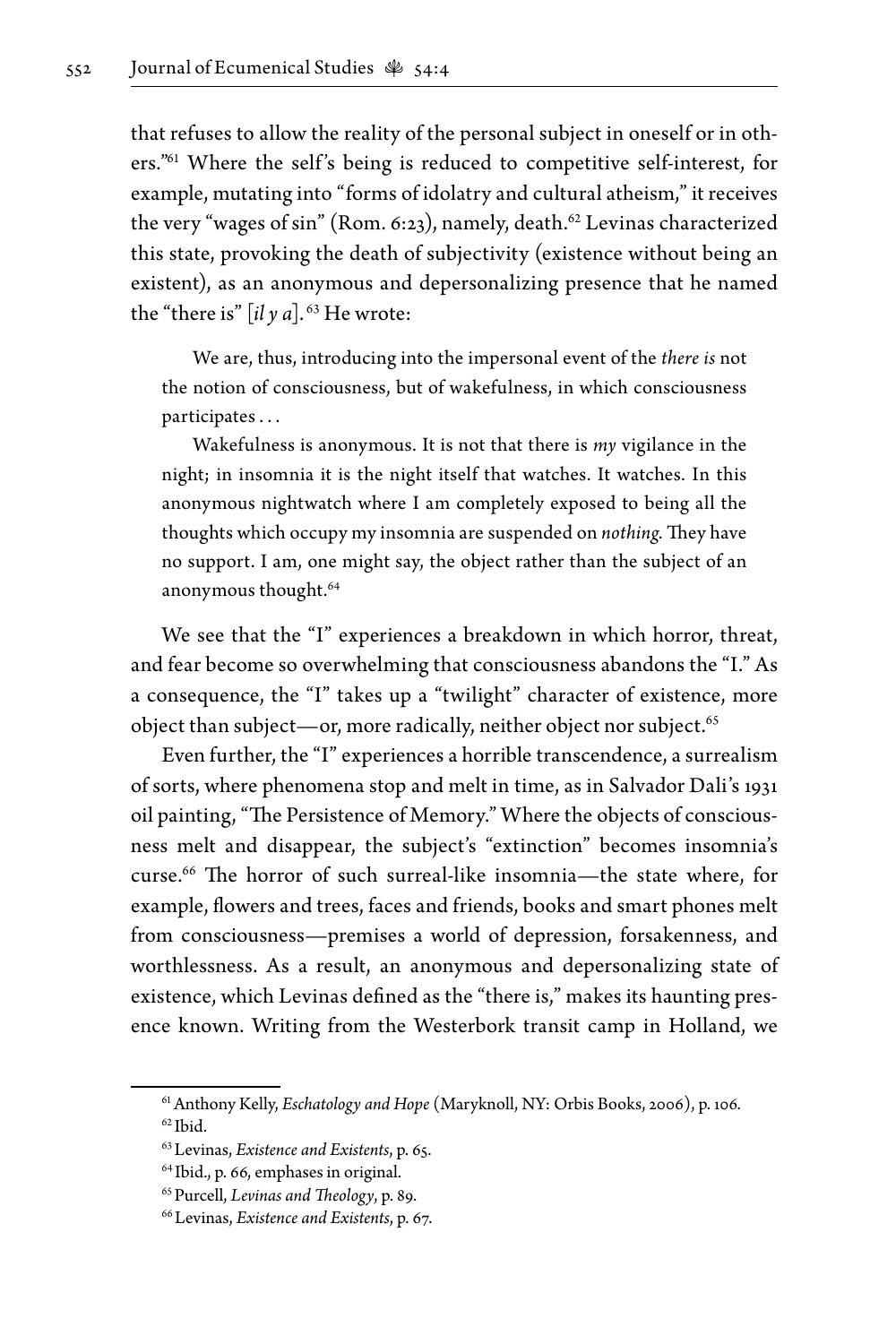that refuses to allow the reality of the personal subject in oneself or in others."[61] Where the self's being is reduced to competitive self-interest, for example, mutating into "forms of idolatry and cultural atheism," it receives the very "wages of sin" (Rom. 6:23), namely, death.[62] Levinas characterized this state, provoking the death of subjectivity (existence without being an existent), as an anonymous and depersonalizing presence that he named the "there is" [*il y a*].[63] He wrote:

> We are, thus, introducing into the impersonal event of the *there is* not the notion of consciousness, but of wakefulness, in which consciousness participates . . .
>
> Wakefulness is anonymous. It is not that there is *my* vigilance in the night; in insomnia it is the night itself that watches. It watches. In this anonymous nightwatch where I am completely exposed to being all the thoughts which occupy my insomnia are suspended on *nothing*. They have no support. I am, one might say, the object rather than the subject of an anonymous thought.[64]

We see that the "I" experiences a breakdown in which horror, threat, and fear become so overwhelming that consciousness abandons the "I." As a consequence, the "I" takes up a "twilight" character of existence, more object than subject—or, more radically, neither object nor subject.[65]

Even further, the "I" experiences a horrible transcendence, a surrealism of sorts, where phenomena stop and melt in time, as in Salvador Dali's 1931 oil painting, "The Persistence of Memory." Where the objects of consciousness melt and disappear, the subject's "extinction" becomes insomnia's curse.[66] The horror of such surreal-like insomnia—the state where, for example, flowers and trees, faces and friends, books and smart phones melt from consciousness—premises a world of depression, forsakenness, and worthlessness. As a result, an anonymous and depersonalizing state of existence, which Levinas defined as the "there is," makes its haunting presence known. Writing from the Westerbork transit camp in Holland, we

---

[61] Anthony Kelly, *Eschatology and Hope* (Maryknoll, NY: Orbis Books, 2006), p. 106.

[62] Ibid.

[63] Levinas, *Existence and Existents*, p. 65.

[64] Ibid., p. 66, emphases in original.

[65] Purcell, *Levinas and Theology*, p. 89.

[66] Levinas, *Existence and Existents*, p. 67.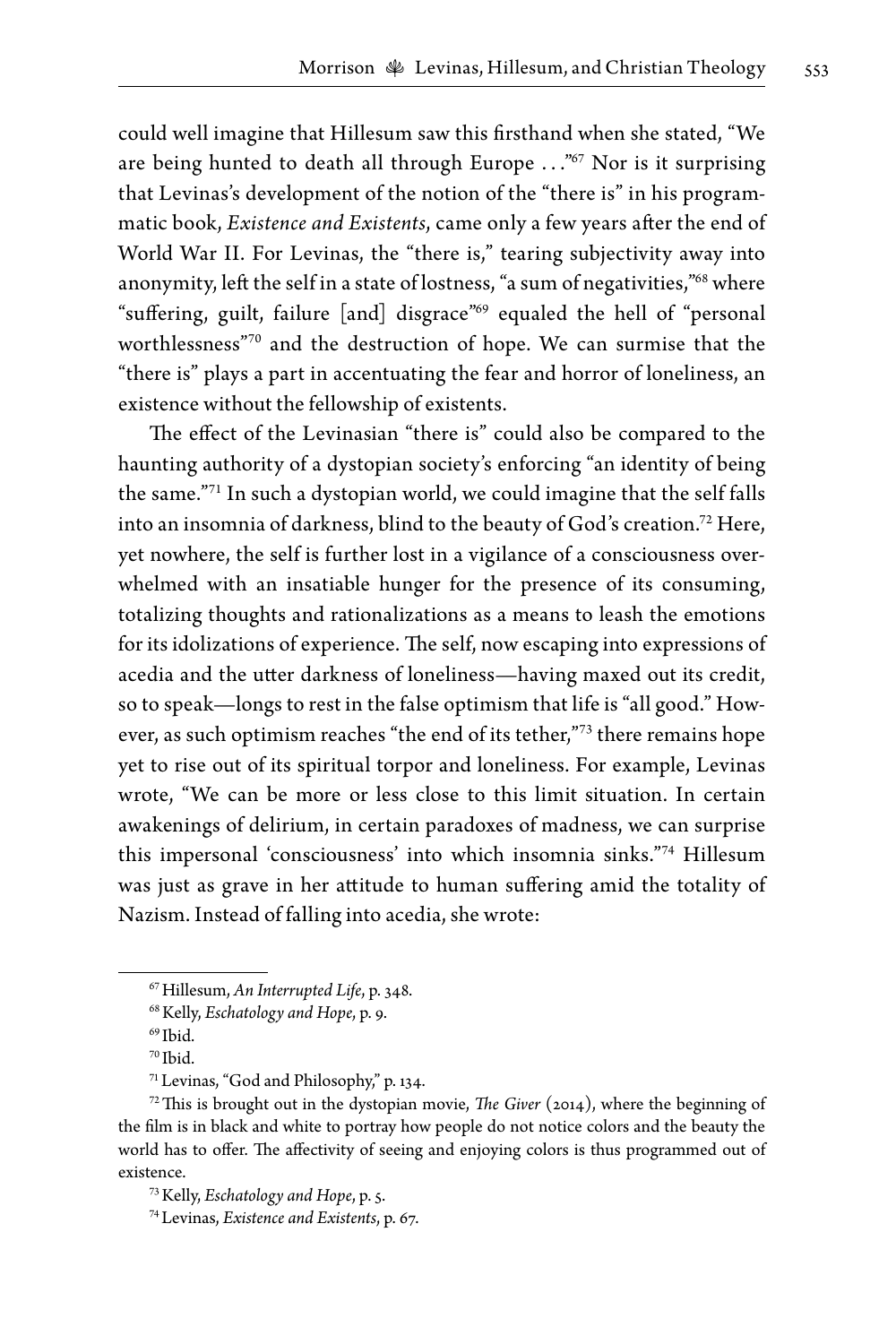could well imagine that Hillesum saw this firsthand when she stated, "We are being hunted to death all through Europe . . ."[67] Nor is it surprising that Levinas's development of the notion of the "there is" in his programmatic book, *Existence and Existents*, came only a few years after the end of World War II. For Levinas, the "there is," tearing subjectivity away into anonymity, left the self in a state of lostness, "a sum of negativities,"[68] where "suffering, guilt, failure [and] disgrace"[69] equaled the hell of "personal worthlessness"[70] and the destruction of hope. We can surmise that the "there is" plays a part in accentuating the fear and horror of loneliness, an existence without the fellowship of existents.

The effect of the Levinasian "there is" could also be compared to the haunting authority of a dystopian society's enforcing "an identity of being the same."[71] In such a dystopian world, we could imagine that the self falls into an insomnia of darkness, blind to the beauty of God's creation.[72] Here, yet nowhere, the self is further lost in a vigilance of a consciousness overwhelmed with an insatiable hunger for the presence of its consuming, totalizing thoughts and rationalizations as a means to leash the emotions for its idolizations of experience. The self, now escaping into expressions of acedia and the utter darkness of loneliness—having maxed out its credit, so to speak—longs to rest in the false optimism that life is "all good." However, as such optimism reaches "the end of its tether,"[73] there remains hope yet to rise out of its spiritual torpor and loneliness. For example, Levinas wrote, "We can be more or less close to this limit situation. In certain awakenings of delirium, in certain paradoxes of madness, we can surprise this impersonal 'consciousness' into which insomnia sinks."[74] Hillesum was just as grave in her attitude to human suffering amid the totality of Nazism. Instead of falling into acedia, she wrote:

---

[67] Hillesum, *An Interrupted Life*, p. 348.

[68] Kelly, *Eschatology and Hope*, p. 9.

[69] Ibid.

[70] Ibid.

[71] Levinas, "God and Philosophy," p. 134.

[72] This is brought out in the dystopian movie, *The Giver* (2014), where the beginning of the film is in black and white to portray how people do not notice colors and the beauty the world has to offer. The affectivity of seeing and enjoying colors is thus programmed out of existence.

[73] Kelly, *Eschatology and Hope*, p. 5.

[74] Levinas, *Existence and Existents*, p. 67.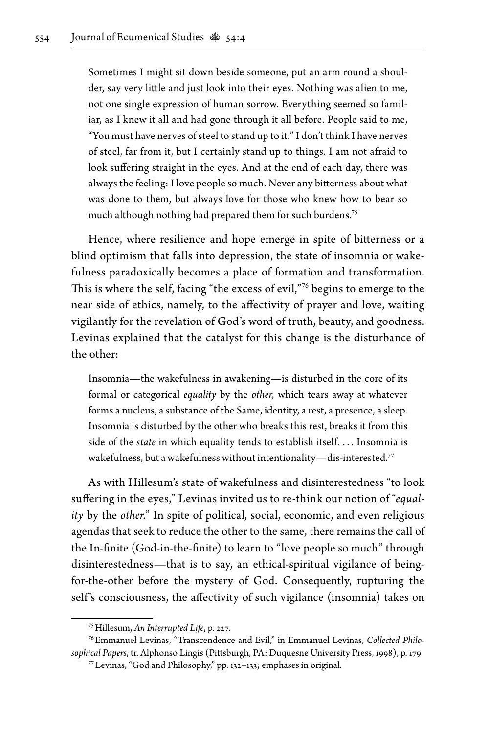> Sometimes I might sit down beside someone, put an arm round a shoulder, say very little and just look into their eyes. Nothing was alien to me, not one single expression of human sorrow. Everything seemed so familiar, as I knew it all and had gone through it all before. People said to me, "You must have nerves of steel to stand up to it." I don't think I have nerves of steel, far from it, but I certainly stand up to things. I am not afraid to look suffering straight in the eyes. And at the end of each day, there was always the feeling: I love people so much. Never any bitterness about what was done to them, but always love for those who knew how to bear so much although nothing had prepared them for such burdens.[75]

Hence, where resilience and hope emerge in spite of bitterness or a blind optimism that falls into depression, the state of insomnia or wakefulness paradoxically becomes a place of formation and transformation. This is where the self, facing "the excess of evil,"[76] begins to emerge to the near side of ethics, namely, to the affectivity of prayer and love, waiting vigilantly for the revelation of God's word of truth, beauty, and goodness. Levinas explained that the catalyst for this change is the disturbance of the other:

> Insomnia—the wakefulness in awakening—is disturbed in the core of its formal or categorical *equality* by the *other*, which tears away at whatever forms a nucleus, a substance of the Same, identity, a rest, a presence, a sleep. Insomnia is disturbed by the other who breaks this rest, breaks it from this side of the *state* in which equality tends to establish itself. . . . Insomnia is wakefulness, but a wakefulness without intentionality—dis-interested.[77]

As with Hillesum's state of wakefulness and disinterestedness "to look suffering in the eyes," Levinas invited us to re-think our notion of "*equality* by the *other*." In spite of political, social, economic, and even religious agendas that seek to reduce the other to the same, there remains the call of the In-finite (God-in-the-finite) to learn to "love people so much" through disinterestedness—that is to say, an ethical-spiritual vigilance of being-for-the-other before the mystery of God. Consequently, rupturing the self's consciousness, the affectivity of such vigilance (insomnia) takes on

---

[75] Hillesum, *An Interrupted Life*, p. 227.

[76] Emmanuel Levinas, "Transcendence and Evil," in Emmanuel Levinas, *Collected Philosophical Papers*, tr. Alphonso Lingis (Pittsburgh, PA: Duquesne University Press, 1998), p. 179.

[77] Levinas, "God and Philosophy," pp. 132–133; emphases in original.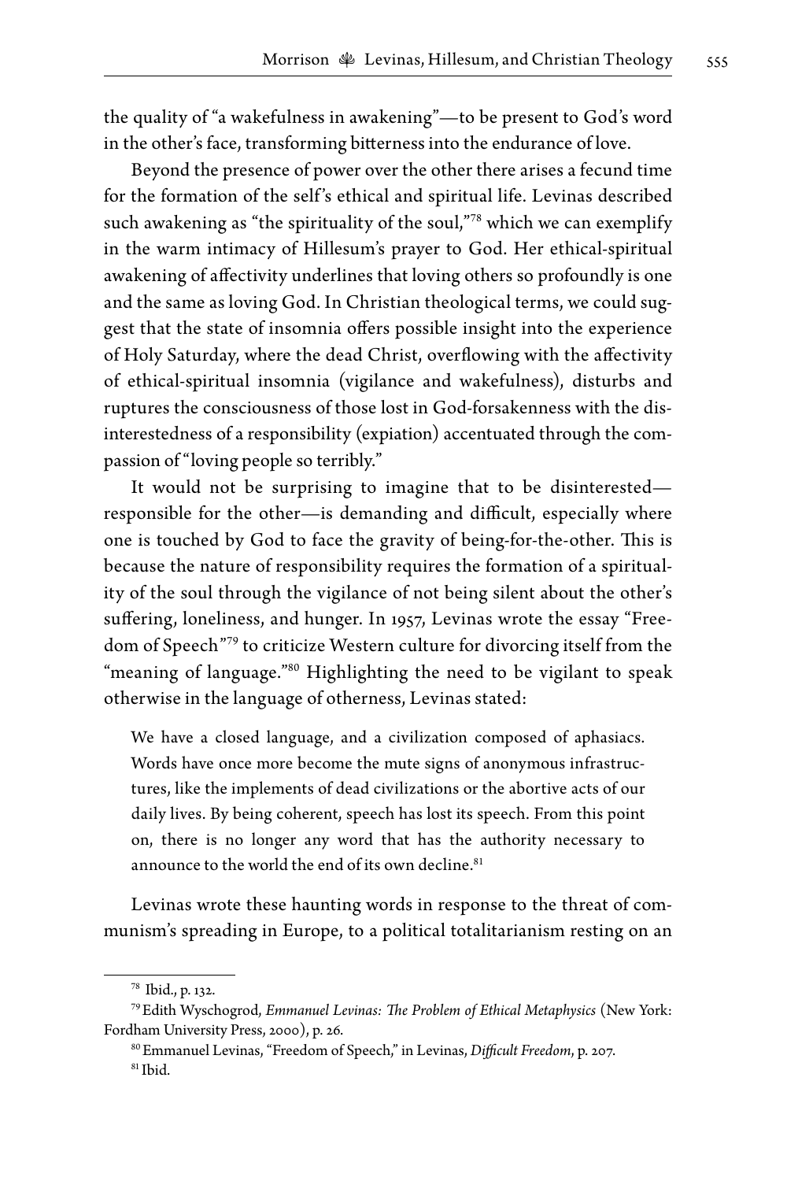the quality of "a wakefulness in awakening"—to be present to God's word in the other's face, transforming bitterness into the endurance of love.

Beyond the presence of power over the other there arises a fecund time for the formation of the self's ethical and spiritual life. Levinas described such awakening as "the spirituality of the soul,"[78] which we can exemplify in the warm intimacy of Hillesum's prayer to God. Her ethical-spiritual awakening of affectivity underlines that loving others so profoundly is one and the same as loving God. In Christian theological terms, we could suggest that the state of insomnia offers possible insight into the experience of Holy Saturday, where the dead Christ, overflowing with the affectivity of ethical-spiritual insomnia (vigilance and wakefulness), disturbs and ruptures the consciousness of those lost in God-forsakenness with the disinterestedness of a responsibility (expiation) accentuated through the compassion of "loving people so terribly."

It would not be surprising to imagine that to be disinterested—responsible for the other—is demanding and difficult, especially where one is touched by God to face the gravity of being-for-the-other. This is because the nature of responsibility requires the formation of a spirituality of the soul through the vigilance of not being silent about the other's suffering, loneliness, and hunger. In 1957, Levinas wrote the essay "Freedom of Speech"[79] to criticize Western culture for divorcing itself from the "meaning of language."[80] Highlighting the need to be vigilant to speak otherwise in the language of otherness, Levinas stated:

> We have a closed language, and a civilization composed of aphasiacs. Words have once more become the mute signs of anonymous infrastructures, like the implements of dead civilizations or the abortive acts of our daily lives. By being coherent, speech has lost its speech. From this point on, there is no longer any word that has the authority necessary to announce to the world the end of its own decline.[81]

Levinas wrote these haunting words in response to the threat of communism's spreading in Europe, to a political totalitarianism resting on an

---

[78] Ibid., p. 132.

[79] Edith Wyschogrod, *Emmanuel Levinas: The Problem of Ethical Metaphysics* (New York: Fordham University Press, 2000), p. 26.

[80] Emmanuel Levinas, "Freedom of Speech," in Levinas, *Difficult Freedom*, p. 207.

[81] Ibid.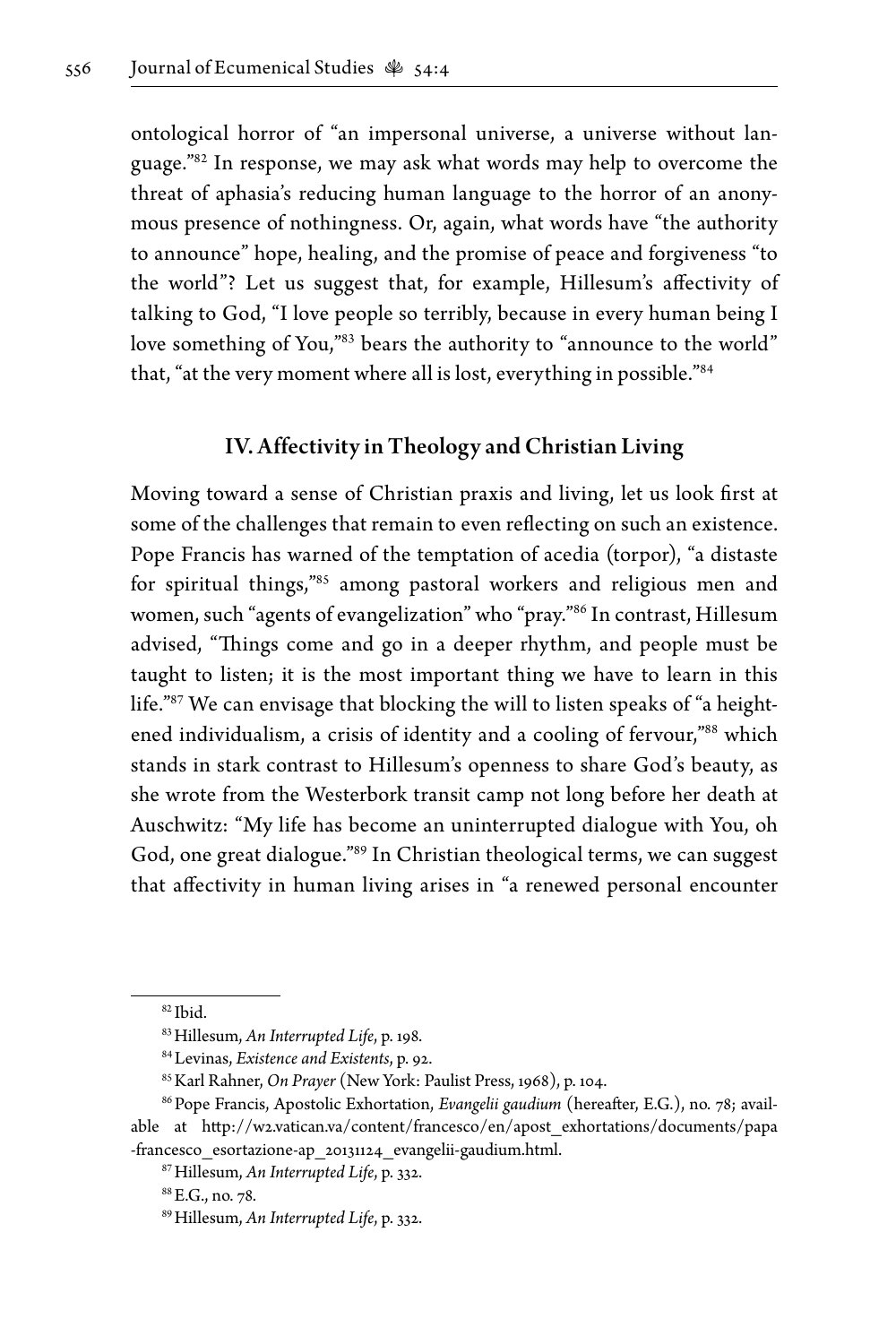ontological horror of "an impersonal universe, a universe without language."[82] In response, we may ask what words may help to overcome the threat of aphasia's reducing human language to the horror of an anonymous presence of nothingness. Or, again, what words have "the authority to announce" hope, healing, and the promise of peace and forgiveness "to the world"? Let us suggest that, for example, Hillesum's affectivity of talking to God, "I love people so terribly, because in every human being I love something of You,"[83] bears the authority to "announce to the world" that, "at the very moment where all is lost, everything in possible."[84]

## IV. Affectivity in Theology and Christian Living

Moving toward a sense of Christian praxis and living, let us look first at some of the challenges that remain to even reflecting on such an existence. Pope Francis has warned of the temptation of acedia (torpor), "a distaste for spiritual things,"[85] among pastoral workers and religious men and women, such "agents of evangelization" who "pray."[86] In contrast, Hillesum advised, "Things come and go in a deeper rhythm, and people must be taught to listen; it is the most important thing we have to learn in this life."[87] We can envisage that blocking the will to listen speaks of "a heightened individualism, a crisis of identity and a cooling of fervour,"[88] which stands in stark contrast to Hillesum's openness to share God's beauty, as she wrote from the Westerbork transit camp not long before her death at Auschwitz: "My life has become an uninterrupted dialogue with You, oh God, one great dialogue."[89] In Christian theological terms, we can suggest that affectivity in human living arises in "a renewed personal encounter

---

[82] Ibid.

[83] Hillesum, *An Interrupted Life*, p. 198.

[84] Levinas, *Existence and Existents*, p. 92.

[85] Karl Rahner, *On Prayer* (New York: Paulist Press, 1968), p. 104.

[86] Pope Francis, Apostolic Exhortation, *Evangelii gaudium* (hereafter, E.G.), no. 78; available at http://w2.vatican.va/content/francesco/en/apost_exhortations/documents/papa-francesco_esortazione-ap_20131124_evangelii-gaudium.html.

[87] Hillesum, *An Interrupted Life*, p. 332.

[88] E.G., no. 78.

[89] Hillesum, *An Interrupted Life*, p. 332.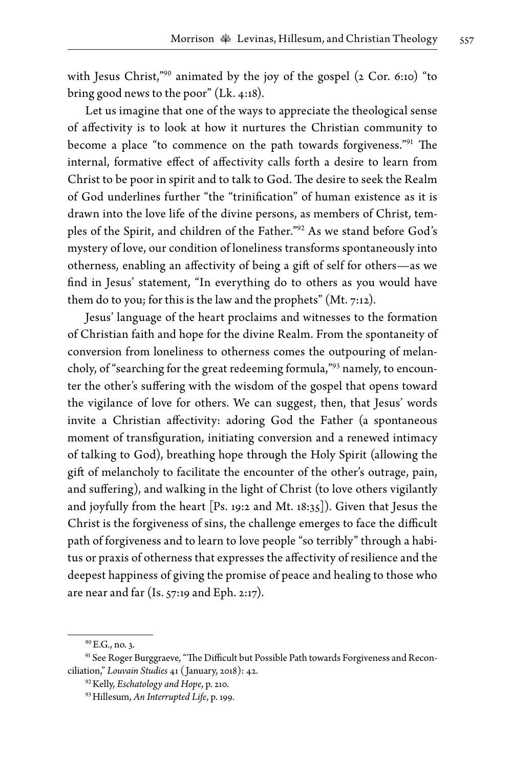with Jesus Christ,"[90] animated by the joy of the gospel (2 Cor. 6:10) "to bring good news to the poor" (Lk. 4:18).

Let us imagine that one of the ways to appreciate the theological sense of affectivity is to look at how it nurtures the Christian community to become a place "to commence on the path towards forgiveness."[91] The internal, formative effect of affectivity calls forth a desire to learn from Christ to be poor in spirit and to talk to God. The desire to seek the Realm of God underlines further "the "trinification" of human existence as it is drawn into the love life of the divine persons, as members of Christ, temples of the Spirit, and children of the Father."[92] As we stand before God's mystery of love, our condition of loneliness transforms spontaneously into otherness, enabling an affectivity of being a gift of self for others—as we find in Jesus' statement, "In everything do to others as you would have them do to you; for this is the law and the prophets" (Mt. 7:12).

Jesus' language of the heart proclaims and witnesses to the formation of Christian faith and hope for the divine Realm. From the spontaneity of conversion from loneliness to otherness comes the outpouring of melancholy, of "searching for the great redeeming formula,"[93] namely, to encounter the other's suffering with the wisdom of the gospel that opens toward the vigilance of love for others. We can suggest, then, that Jesus' words invite a Christian affectivity: adoring God the Father (a spontaneous moment of transfiguration, initiating conversion and a renewed intimacy of talking to God), breathing hope through the Holy Spirit (allowing the gift of melancholy to facilitate the encounter of the other's outrage, pain, and suffering), and walking in the light of Christ (to love others vigilantly and joyfully from the heart [Ps. 19:2 and Mt. 18:35]). Given that Jesus the Christ is the forgiveness of sins, the challenge emerges to face the difficult path of forgiveness and to learn to love people "so terribly" through a habitus or praxis of otherness that expresses the affectivity of resilience and the deepest happiness of giving the promise of peace and healing to those who are near and far (Is. 57:19 and Eph. 2:17).

---

[90] E.G., no. 3.

[91] See Roger Burggraeve, "The Difficult but Possible Path towards Forgiveness and Reconciliation," *Louvain Studies* 41 (January, 2018): 42.

[92] Kelly, *Eschatology and Hope*, p. 210.

[93] Hillesum, *An Interrupted Life*, p. 199.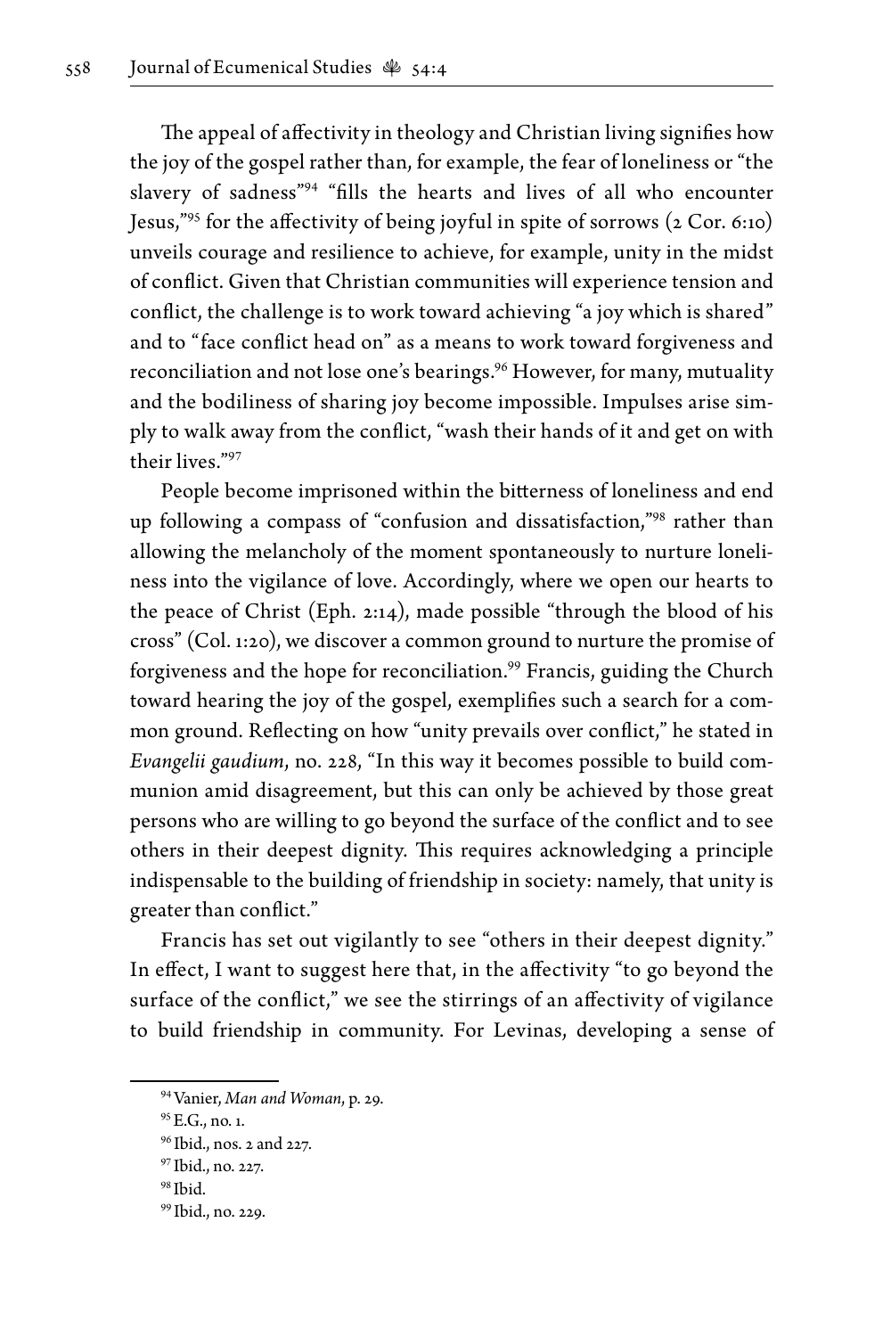The appeal of affectivity in theology and Christian living signifies how the joy of the gospel rather than, for example, the fear of loneliness or "the slavery of sadness"[94] "fills the hearts and lives of all who encounter Jesus,"[95] for the affectivity of being joyful in spite of sorrows (2 Cor. 6:10) unveils courage and resilience to achieve, for example, unity in the midst of conflict. Given that Christian communities will experience tension and conflict, the challenge is to work toward achieving "a joy which is shared" and to "face conflict head on" as a means to work toward forgiveness and reconciliation and not lose one's bearings.[96] However, for many, mutuality and the bodiliness of sharing joy become impossible. Impulses arise simply to walk away from the conflict, "wash their hands of it and get on with their lives."[97]

People become imprisoned within the bitterness of loneliness and end up following a compass of "confusion and dissatisfaction,"[98] rather than allowing the melancholy of the moment spontaneously to nurture loneliness into the vigilance of love. Accordingly, where we open our hearts to the peace of Christ (Eph. 2:14), made possible "through the blood of his cross" (Col. 1:20), we discover a common ground to nurture the promise of forgiveness and the hope for reconciliation.[99] Francis, guiding the Church toward hearing the joy of the gospel, exemplifies such a search for a common ground. Reflecting on how "unity prevails over conflict," he stated in *Evangelii gaudium*, no. 228, "In this way it becomes possible to build communion amid disagreement, but this can only be achieved by those great persons who are willing to go beyond the surface of the conflict and to see others in their deepest dignity. This requires acknowledging a principle indispensable to the building of friendship in society: namely, that unity is greater than conflict."

Francis has set out vigilantly to see "others in their deepest dignity." In effect, I want to suggest here that, in the affectivity "to go beyond the surface of the conflict," we see the stirrings of an affectivity of vigilance to build friendship in community. For Levinas, developing a sense of

---

[94] Vanier, *Man and Woman*, p. 29.

[95] E.G., no. 1.

[96] Ibid., nos. 2 and 227.

[97] Ibid., no. 227.

[98] Ibid.

[99] Ibid., no. 229.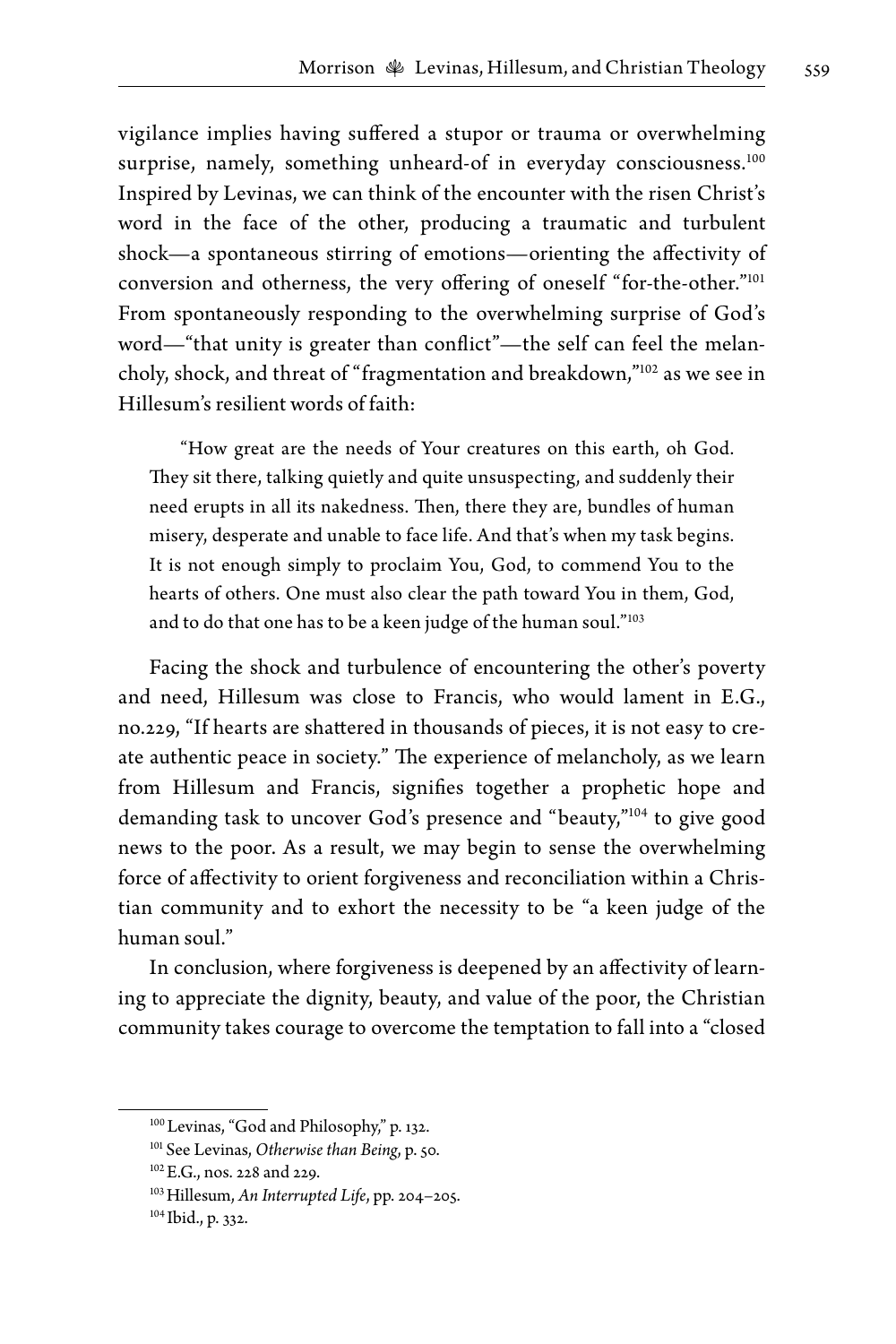vigilance implies having suffered a stupor or trauma or overwhelming surprise, namely, something unheard-of in everyday consciousness.[100] Inspired by Levinas, we can think of the encounter with the risen Christ's word in the face of the other, producing a traumatic and turbulent shock—a spontaneous stirring of emotions—orienting the affectivity of conversion and otherness, the very offering of oneself "for-the-other."[101] From spontaneously responding to the overwhelming surprise of God's word—"that unity is greater than conflict"—the self can feel the melancholy, shock, and threat of "fragmentation and breakdown,"[102] as we see in Hillesum's resilient words of faith:

> "How great are the needs of Your creatures on this earth, oh God. They sit there, talking quietly and quite unsuspecting, and suddenly their need erupts in all its nakedness. Then, there they are, bundles of human misery, desperate and unable to face life. And that's when my task begins. It is not enough simply to proclaim You, God, to commend You to the hearts of others. One must also clear the path toward You in them, God, and to do that one has to be a keen judge of the human soul."[103]

Facing the shock and turbulence of encountering the other's poverty and need, Hillesum was close to Francis, who would lament in E.G., no.229, "If hearts are shattered in thousands of pieces, it is not easy to create authentic peace in society." The experience of melancholy, as we learn from Hillesum and Francis, signifies together a prophetic hope and demanding task to uncover God's presence and "beauty,"[104] to give good news to the poor. As a result, we may begin to sense the overwhelming force of affectivity to orient forgiveness and reconciliation within a Christian community and to exhort the necessity to be "a keen judge of the human soul."

In conclusion, where forgiveness is deepened by an affectivity of learning to appreciate the dignity, beauty, and value of the poor, the Christian community takes courage to overcome the temptation to fall into a "closed

---

[100] Levinas, "God and Philosophy," p. 132.

[101] See Levinas, *Otherwise than Being*, p. 50.

[102] E.G., nos. 228 and 229.

[103] Hillesum, *An Interrupted Life*, pp. 204–205.

[104] Ibid., p. 332.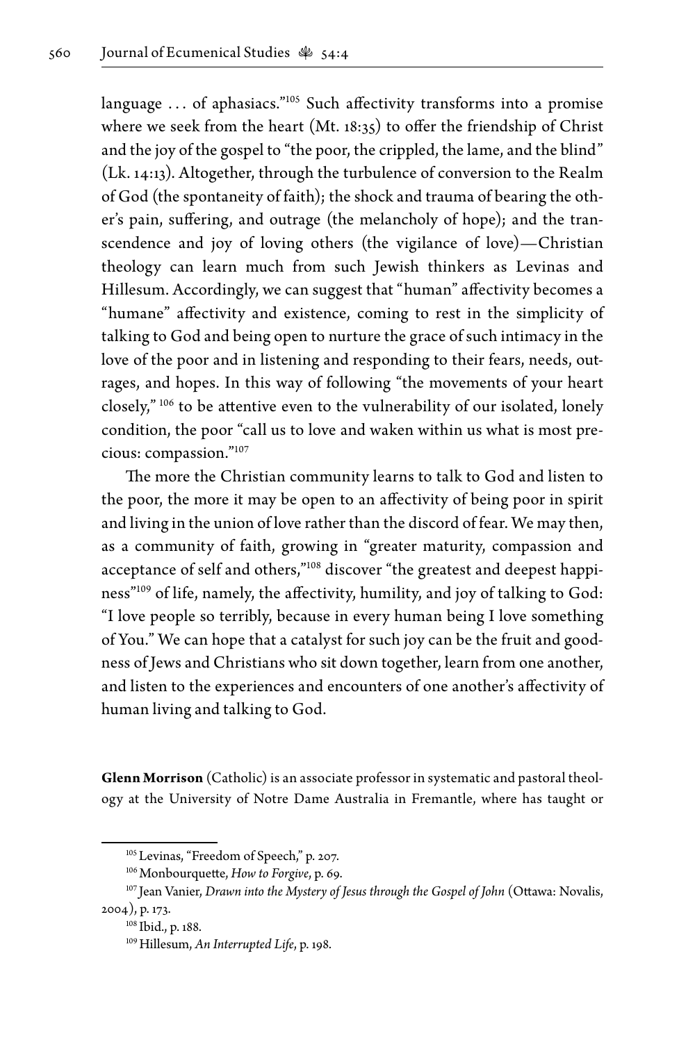language . . . of aphasiacs."[105] Such affectivity transforms into a promise where we seek from the heart (Mt. 18:35) to offer the friendship of Christ and the joy of the gospel to "the poor, the crippled, the lame, and the blind" (Lk. 14:13). Altogether, through the turbulence of conversion to the Realm of God (the spontaneity of faith); the shock and trauma of bearing the other's pain, suffering, and outrage (the melancholy of hope); and the transcendence and joy of loving others (the vigilance of love)—Christian theology can learn much from such Jewish thinkers as Levinas and Hillesum. Accordingly, we can suggest that "human" affectivity becomes a "humane" affectivity and existence, coming to rest in the simplicity of talking to God and being open to nurture the grace of such intimacy in the love of the poor and in listening and responding to their fears, needs, outrages, and hopes. In this way of following "the movements of your heart closely," [106] to be attentive even to the vulnerability of our isolated, lonely condition, the poor "call us to love and waken within us what is most precious: compassion."[107]

The more the Christian community learns to talk to God and listen to the poor, the more it may be open to an affectivity of being poor in spirit and living in the union of love rather than the discord of fear. We may then, as a community of faith, growing in "greater maturity, compassion and acceptance of self and others,"[108] discover "the greatest and deepest happiness"[109] of life, namely, the affectivity, humility, and joy of talking to God: "I love people so terribly, because in every human being I love something of You." We can hope that a catalyst for such joy can be the fruit and goodness of Jews and Christians who sit down together, learn from one another, and listen to the experiences and encounters of one another's affectivity of human living and talking to God.

**Glenn Morrison** (Catholic) is an associate professor in systematic and pastoral theology at the University of Notre Dame Australia in Fremantle, where has taught or

---

[105] Levinas, "Freedom of Speech," p. 207.

[106] Monbourquette, *How to Forgive*, p. 69.

[107] Jean Vanier, *Drawn into the Mystery of Jesus through the Gospel of John* (Ottawa: Novalis, 2004), p. 173.

[108] Ibid., p. 188.

[109] Hillesum, *An Interrupted Life*, p. 198.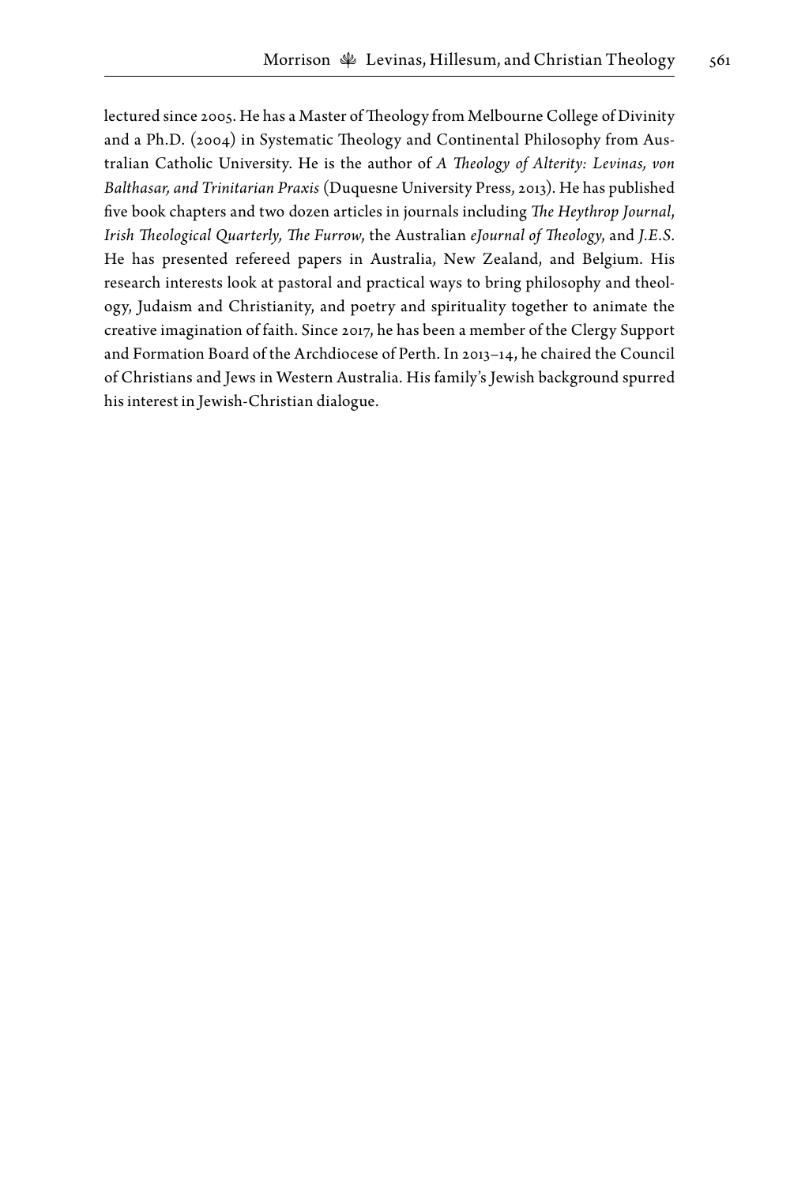lectured since 2005. He has a Master of Theology from Melbourne College of Divinity and a Ph.D. (2004) in Systematic Theology and Continental Philosophy from Australian Catholic University. He is the author of *A Theology of Alterity: Levinas, von Balthasar, and Trinitarian Praxis* (Duquesne University Press, 2013). He has published five book chapters and two dozen articles in journals including *The Heythrop Journal*, *Irish Theological Quarterly, The Furrow*, the Australian *eJournal of Theology*, and *J.E.S.* He has presented refereed papers in Australia, New Zealand, and Belgium. His research interests look at pastoral and practical ways to bring philosophy and theology, Judaism and Christianity, and poetry and spirituality together to animate the creative imagination of faith. Since 2017, he has been a member of the Clergy Support and Formation Board of the Archdiocese of Perth. In 2013–14, he chaired the Council of Christians and Jews in Western Australia. His family's Jewish background spurred his interest in Jewish-Christian dialogue.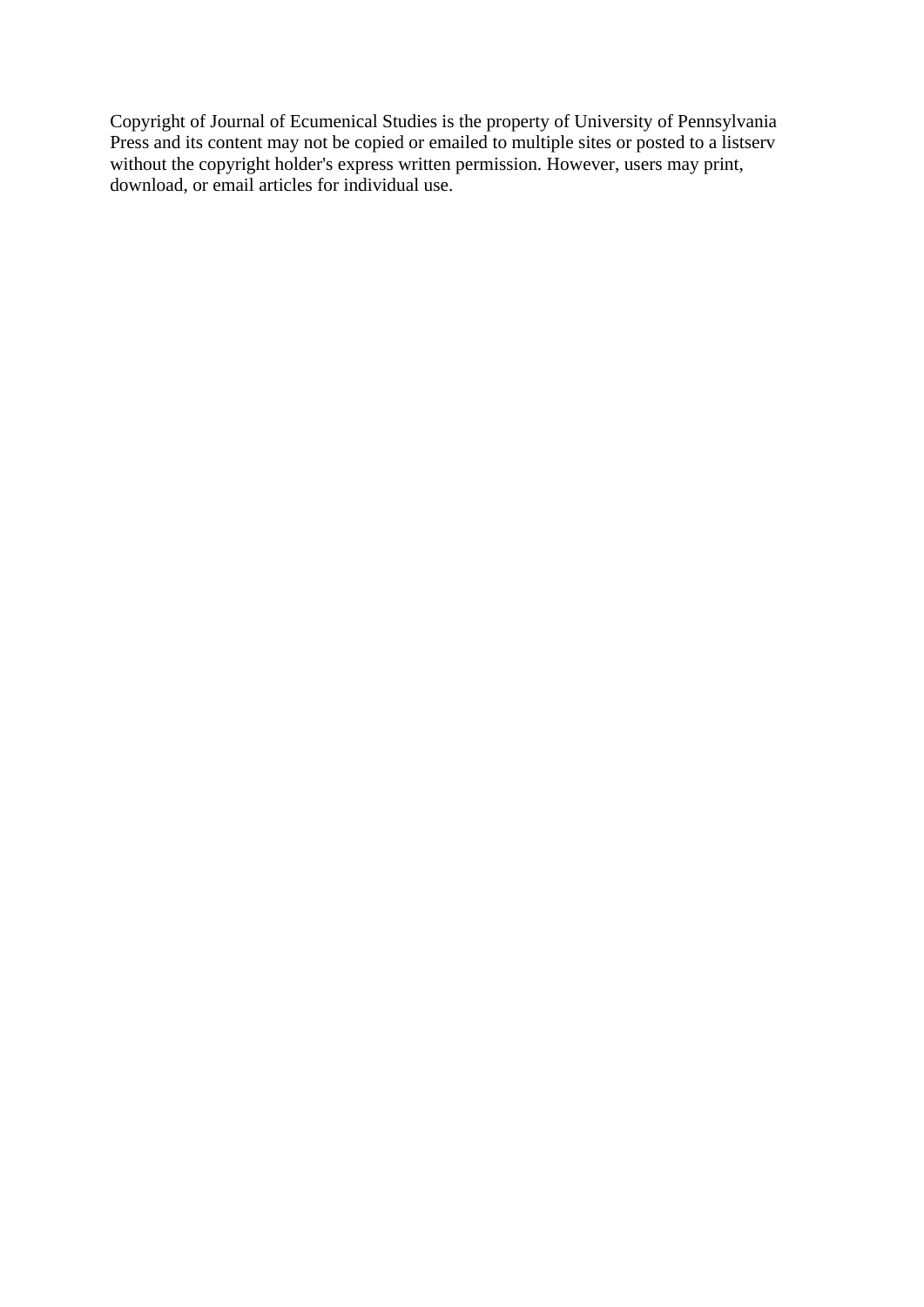Copyright of Journal of Ecumenical Studies is the property of University of Pennsylvania Press and its content may not be copied or emailed to multiple sites or posted to a listserv without the copyright holder's express written permission. However, users may print, download, or email articles for individual use.